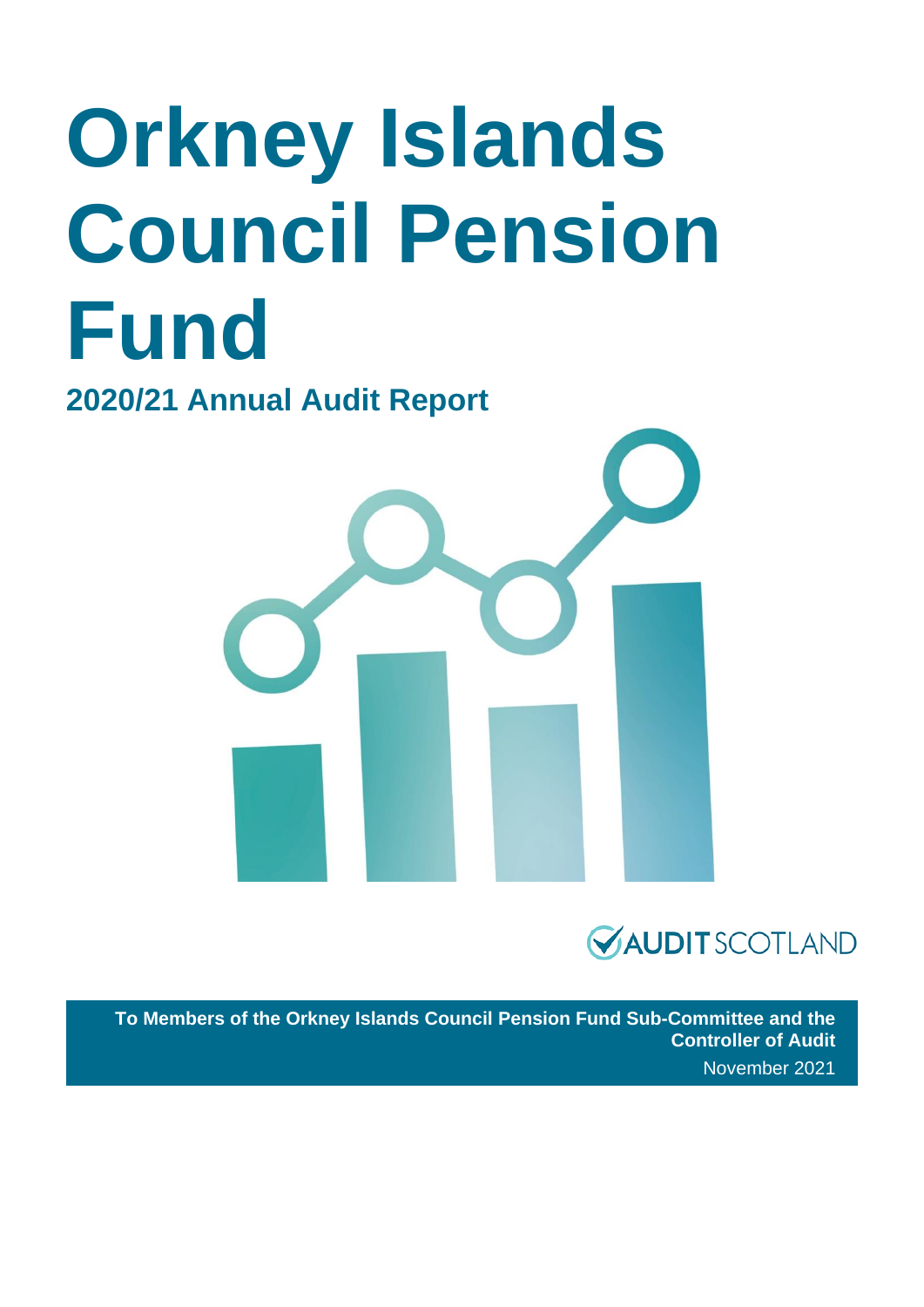# Orkney Islands Council Pension Fund

## 2020/21 Annual Audit Report

AUDIT SCOTLAND

**To Members of the Orkney Islands Council Pension Fund Sub-Committee and the Controller of Audit**

November 2021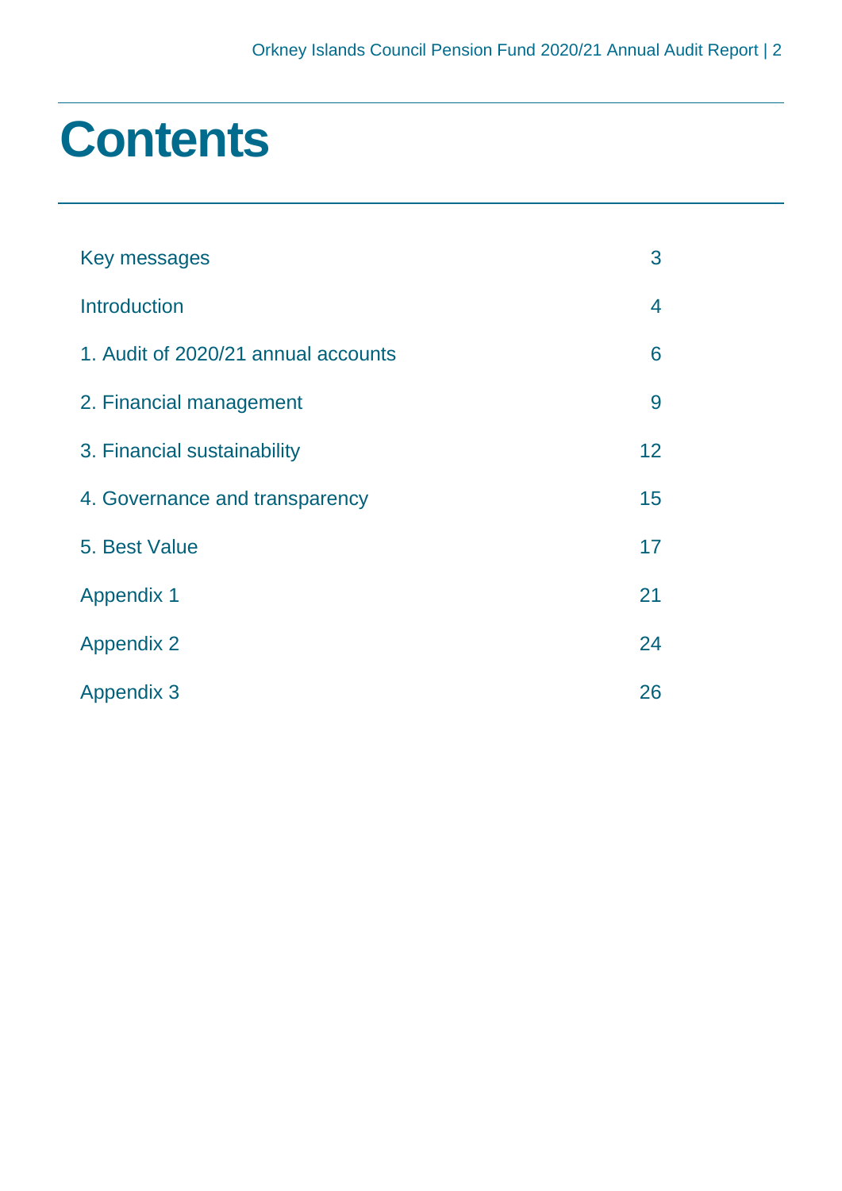# Contents

| | |
|---|---|
| Key messages | 3 |
| Introduction | 4 |
| 1. Audit of 2020/21 annual accounts | 6 |
| 2. Financial management | 9 |
| 3. Financial sustainability | 12 |
| 4. Governance and transparency | 15 |
| 5. Best Value | 17 |
| Appendix 1 | 21 |
| Appendix 2 | 24 |
| Appendix 3 | 26 |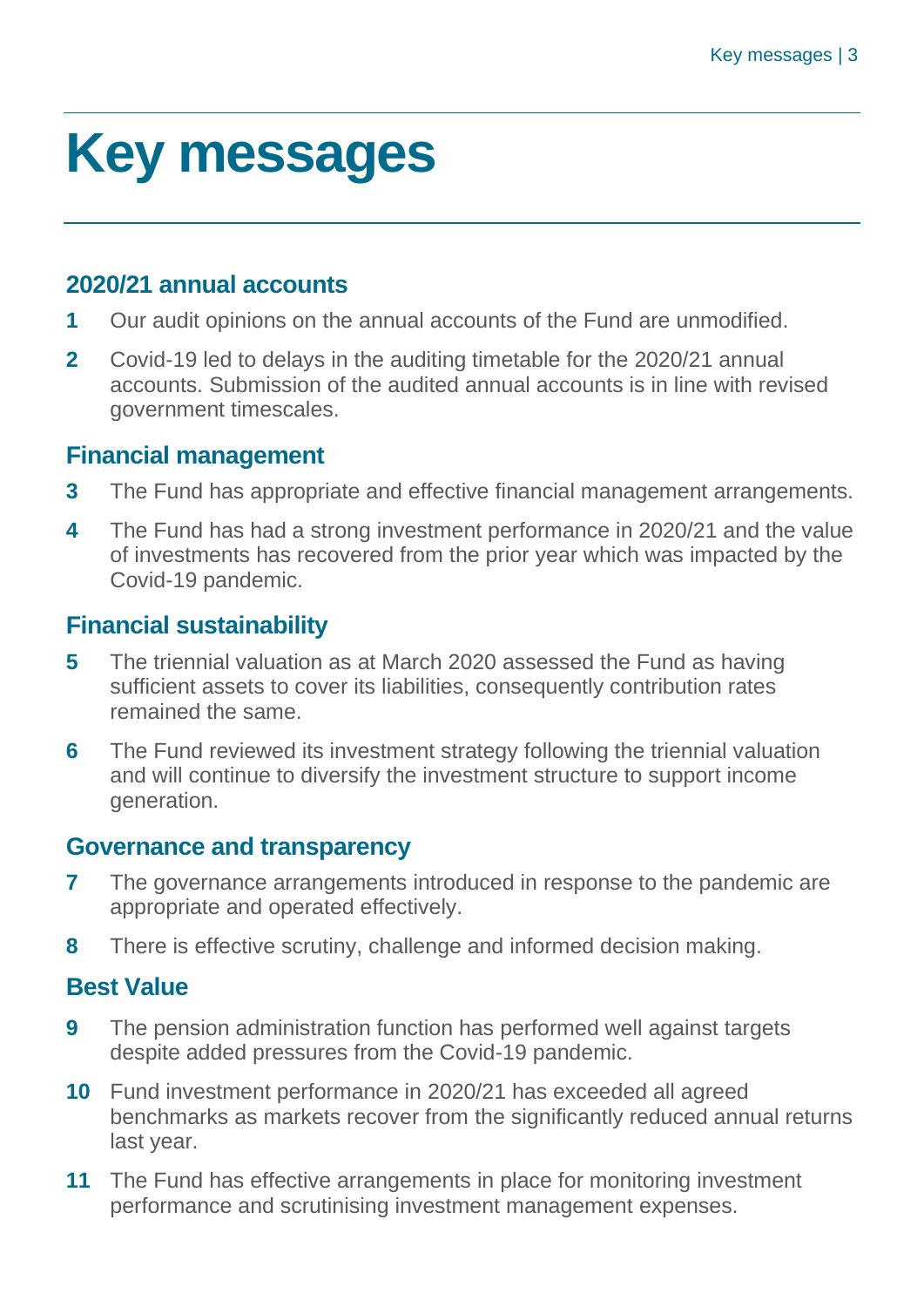# Key messages

## 2020/21 annual accounts

**1** Our audit opinions on the annual accounts of the Fund are unmodified.

**2** Covid-19 led to delays in the auditing timetable for the 2020/21 annual accounts. Submission of the audited annual accounts is in line with revised government timescales.

## Financial management

**3** The Fund has appropriate and effective financial management arrangements.

**4** The Fund has had a strong investment performance in 2020/21 and the value of investments has recovered from the prior year which was impacted by the Covid-19 pandemic.

## Financial sustainability

**5** The triennial valuation as at March 2020 assessed the Fund as having sufficient assets to cover its liabilities, consequently contribution rates remained the same.

**6** The Fund reviewed its investment strategy following the triennial valuation and will continue to diversify the investment structure to support income generation.

## Governance and transparency

**7** The governance arrangements introduced in response to the pandemic are appropriate and operated effectively.

**8** There is effective scrutiny, challenge and informed decision making.

## Best Value

**9** The pension administration function has performed well against targets despite added pressures from the Covid-19 pandemic.

**10** Fund investment performance in 2020/21 has exceeded all agreed benchmarks as markets recover from the significantly reduced annual returns last year.

**11** The Fund has effective arrangements in place for monitoring investment performance and scrutinising investment management expenses.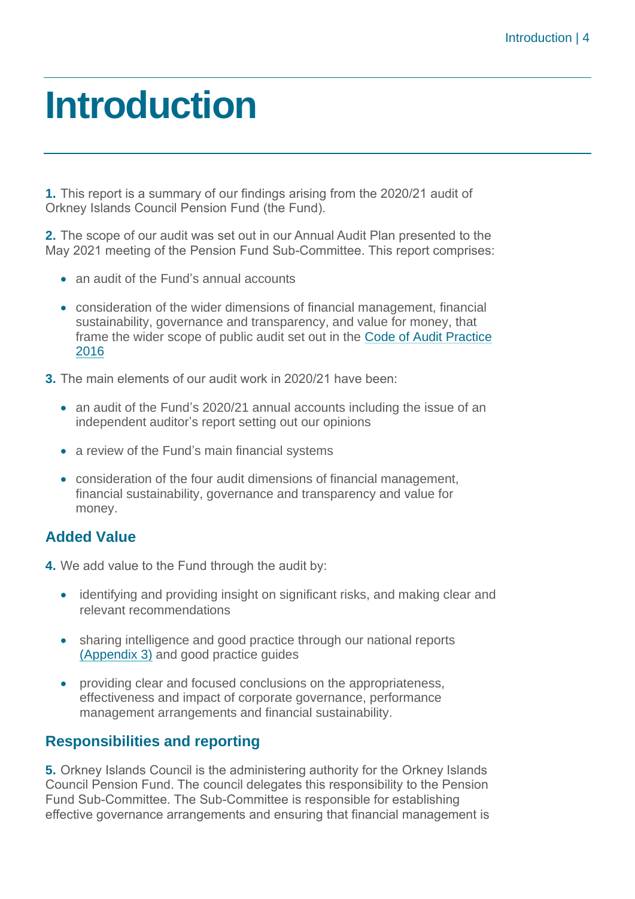# Introduction

**1.** This report is a summary of our findings arising from the 2020/21 audit of Orkney Islands Council Pension Fund (the Fund).

**2.** The scope of our audit was set out in our Annual Audit Plan presented to the May 2021 meeting of the Pension Fund Sub-Committee. This report comprises:

- an audit of the Fund's annual accounts
- consideration of the wider dimensions of financial management, financial sustainability, governance and transparency, and value for money, that frame the wider scope of public audit set out in the Code of Audit Practice 2016

**3.** The main elements of our audit work in 2020/21 have been:

- an audit of the Fund's 2020/21 annual accounts including the issue of an independent auditor's report setting out our opinions
- a review of the Fund's main financial systems
- consideration of the four audit dimensions of financial management, financial sustainability, governance and transparency and value for money.

## Added Value

**4.** We add value to the Fund through the audit by:

- identifying and providing insight on significant risks, and making clear and relevant recommendations
- sharing intelligence and good practice through our national reports (Appendix 3) and good practice guides
- providing clear and focused conclusions on the appropriateness, effectiveness and impact of corporate governance, performance management arrangements and financial sustainability.

## Responsibilities and reporting

**5.** Orkney Islands Council is the administering authority for the Orkney Islands Council Pension Fund. The council delegates this responsibility to the Pension Fund Sub-Committee. The Sub-Committee is responsible for establishing effective governance arrangements and ensuring that financial management is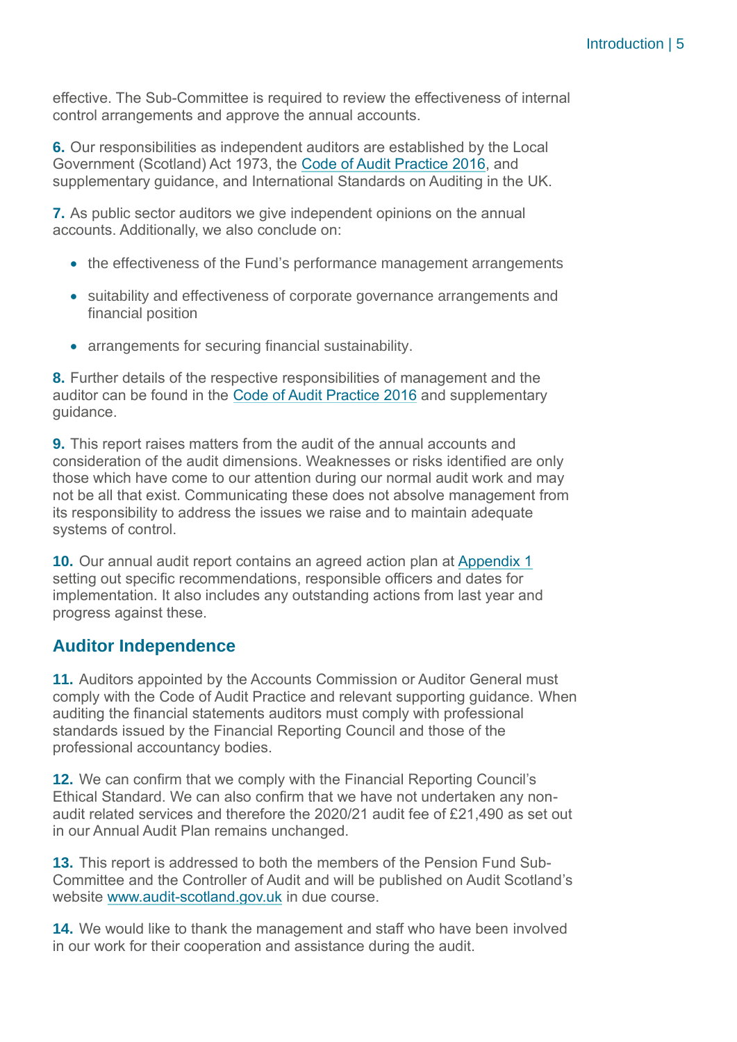effective. The Sub-Committee is required to review the effectiveness of internal control arrangements and approve the annual accounts.

**6.** Our responsibilities as independent auditors are established by the Local Government (Scotland) Act 1973, the Code of Audit Practice 2016, and supplementary guidance, and International Standards on Auditing in the UK.

**7.** As public sector auditors we give independent opinions on the annual accounts. Additionally, we also conclude on:

- the effectiveness of the Fund's performance management arrangements
- suitability and effectiveness of corporate governance arrangements and financial position
- arrangements for securing financial sustainability.

**8.** Further details of the respective responsibilities of management and the auditor can be found in the Code of Audit Practice 2016 and supplementary guidance.

**9.** This report raises matters from the audit of the annual accounts and consideration of the audit dimensions. Weaknesses or risks identified are only those which have come to our attention during our normal audit work and may not be all that exist. Communicating these does not absolve management from its responsibility to address the issues we raise and to maintain adequate systems of control.

**10.** Our annual audit report contains an agreed action plan at Appendix 1 setting out specific recommendations, responsible officers and dates for implementation. It also includes any outstanding actions from last year and progress against these.

## Auditor Independence

**11.** Auditors appointed by the Accounts Commission or Auditor General must comply with the Code of Audit Practice and relevant supporting guidance. When auditing the financial statements auditors must comply with professional standards issued by the Financial Reporting Council and those of the professional accountancy bodies.

**12.** We can confirm that we comply with the Financial Reporting Council's Ethical Standard. We can also confirm that we have not undertaken any non-audit related services and therefore the 2020/21 audit fee of £21,490 as set out in our Annual Audit Plan remains unchanged.

**13.** This report is addressed to both the members of the Pension Fund Sub-Committee and the Controller of Audit and will be published on Audit Scotland's website www.audit-scotland.gov.uk in due course.

**14.** We would like to thank the management and staff who have been involved in our work for their cooperation and assistance during the audit.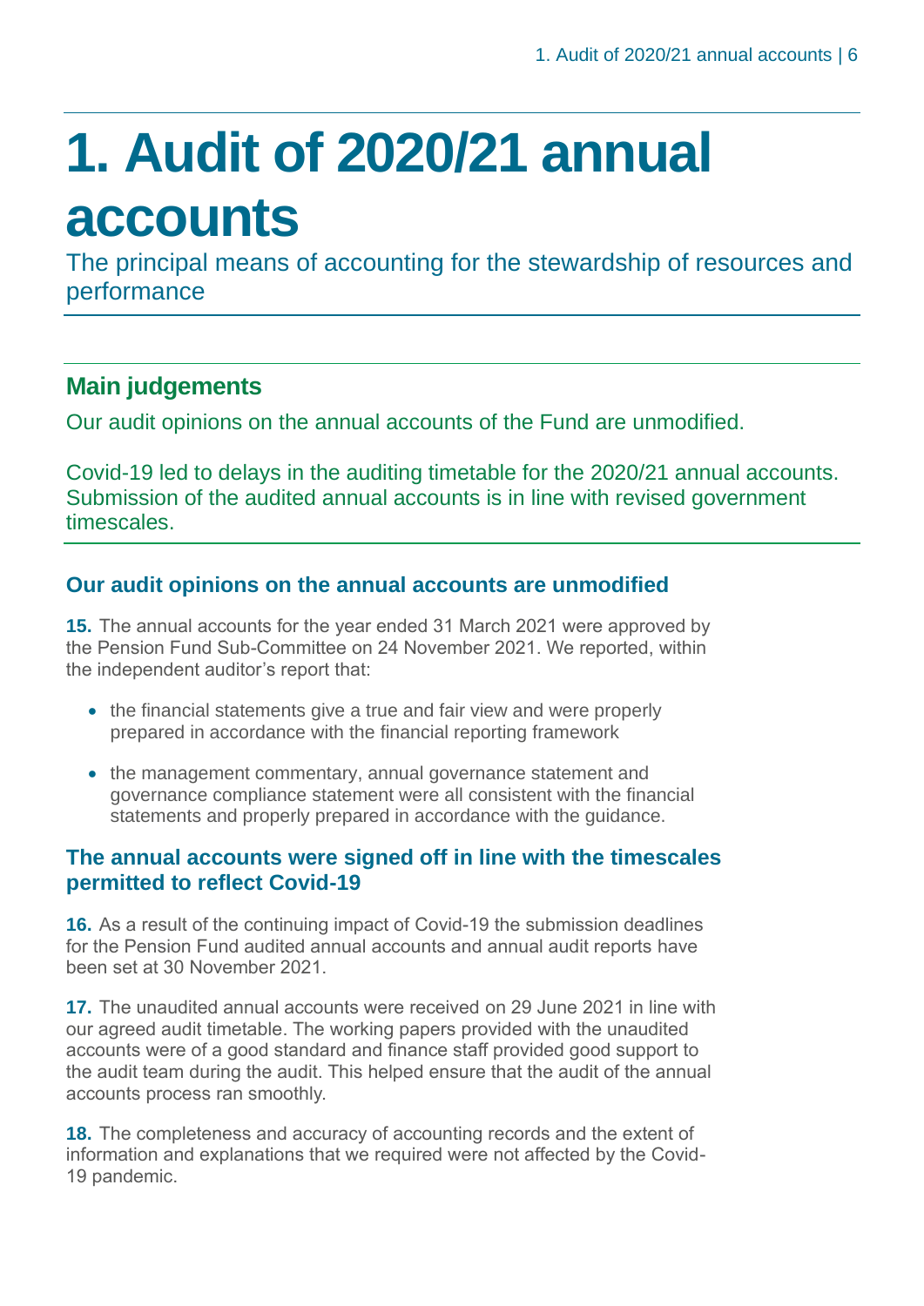# 1. Audit of 2020/21 annual accounts

The principal means of accounting for the stewardship of resources and performance

## Main judgements

Our audit opinions on the annual accounts of the Fund are unmodified.

Covid-19 led to delays in the auditing timetable for the 2020/21 annual accounts. Submission of the audited annual accounts is in line with revised government timescales.

### Our audit opinions on the annual accounts are unmodified

**15.** The annual accounts for the year ended 31 March 2021 were approved by the Pension Fund Sub-Committee on 24 November 2021. We reported, within the independent auditor's report that:

- the financial statements give a true and fair view and were properly prepared in accordance with the financial reporting framework
- the management commentary, annual governance statement and governance compliance statement were all consistent with the financial statements and properly prepared in accordance with the guidance.

### The annual accounts were signed off in line with the timescales permitted to reflect Covid-19

**16.** As a result of the continuing impact of Covid-19 the submission deadlines for the Pension Fund audited annual accounts and annual audit reports have been set at 30 November 2021.

**17.** The unaudited annual accounts were received on 29 June 2021 in line with our agreed audit timetable. The working papers provided with the unaudited accounts were of a good standard and finance staff provided good support to the audit team during the audit. This helped ensure that the audit of the annual accounts process ran smoothly.

**18.** The completeness and accuracy of accounting records and the extent of information and explanations that we required were not affected by the Covid-19 pandemic.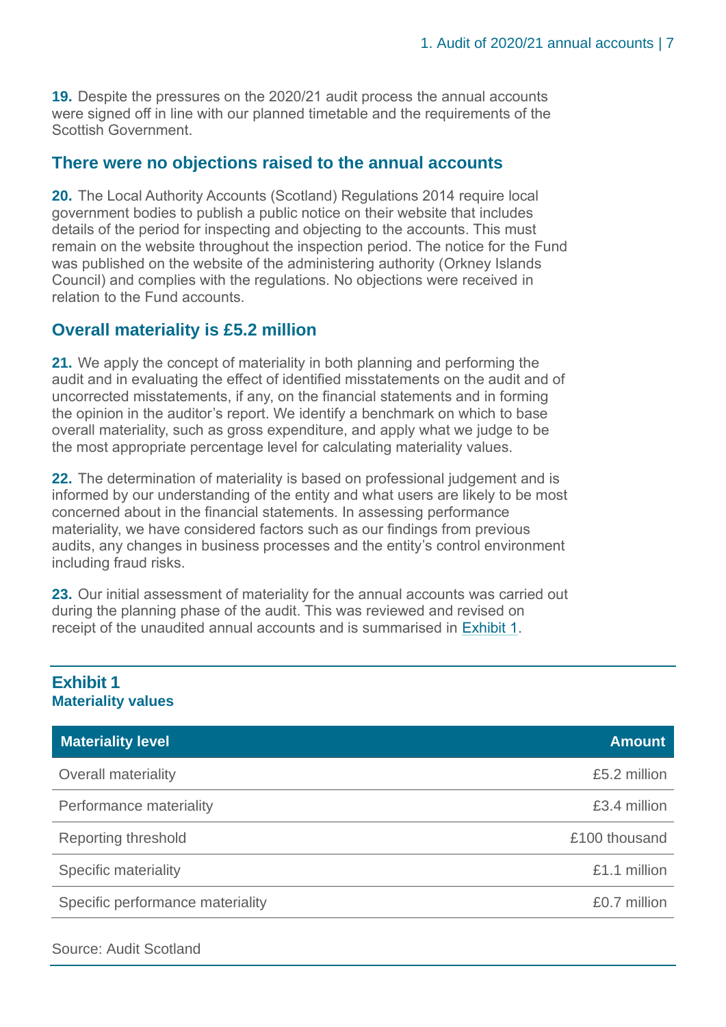**19.** Despite the pressures on the 2020/21 audit process the annual accounts were signed off in line with our planned timetable and the requirements of the Scottish Government.

## There were no objections raised to the annual accounts

**20.** The Local Authority Accounts (Scotland) Regulations 2014 require local government bodies to publish a public notice on their website that includes details of the period for inspecting and objecting to the accounts. This must remain on the website throughout the inspection period. The notice for the Fund was published on the website of the administering authority (Orkney Islands Council) and complies with the regulations. No objections were received in relation to the Fund accounts.

## Overall materiality is £5.2 million

**21.** We apply the concept of materiality in both planning and performing the audit and in evaluating the effect of identified misstatements on the audit and of uncorrected misstatements, if any, on the financial statements and in forming the opinion in the auditor's report. We identify a benchmark on which to base overall materiality, such as gross expenditure, and apply what we judge to be the most appropriate percentage level for calculating materiality values.

**22.** The determination of materiality is based on professional judgement and is informed by our understanding of the entity and what users are likely to be most concerned about in the financial statements. In assessing performance materiality, we have considered factors such as our findings from previous audits, any changes in business processes and the entity's control environment including fraud risks.

**23.** Our initial assessment of materiality for the annual accounts was carried out during the planning phase of the audit. This was reviewed and revised on receipt of the unaudited annual accounts and is summarised in Exhibit 1.

**Exhibit 1**
**Materiality values**

| Materiality level | Amount |
|---|---|
| Overall materiality | £5.2 million |
| Performance materiality | £3.4 million |
| Reporting threshold | £100 thousand |
| Specific materiality | £1.1 million |
| Specific performance materiality | £0.7 million |

Source: Audit Scotland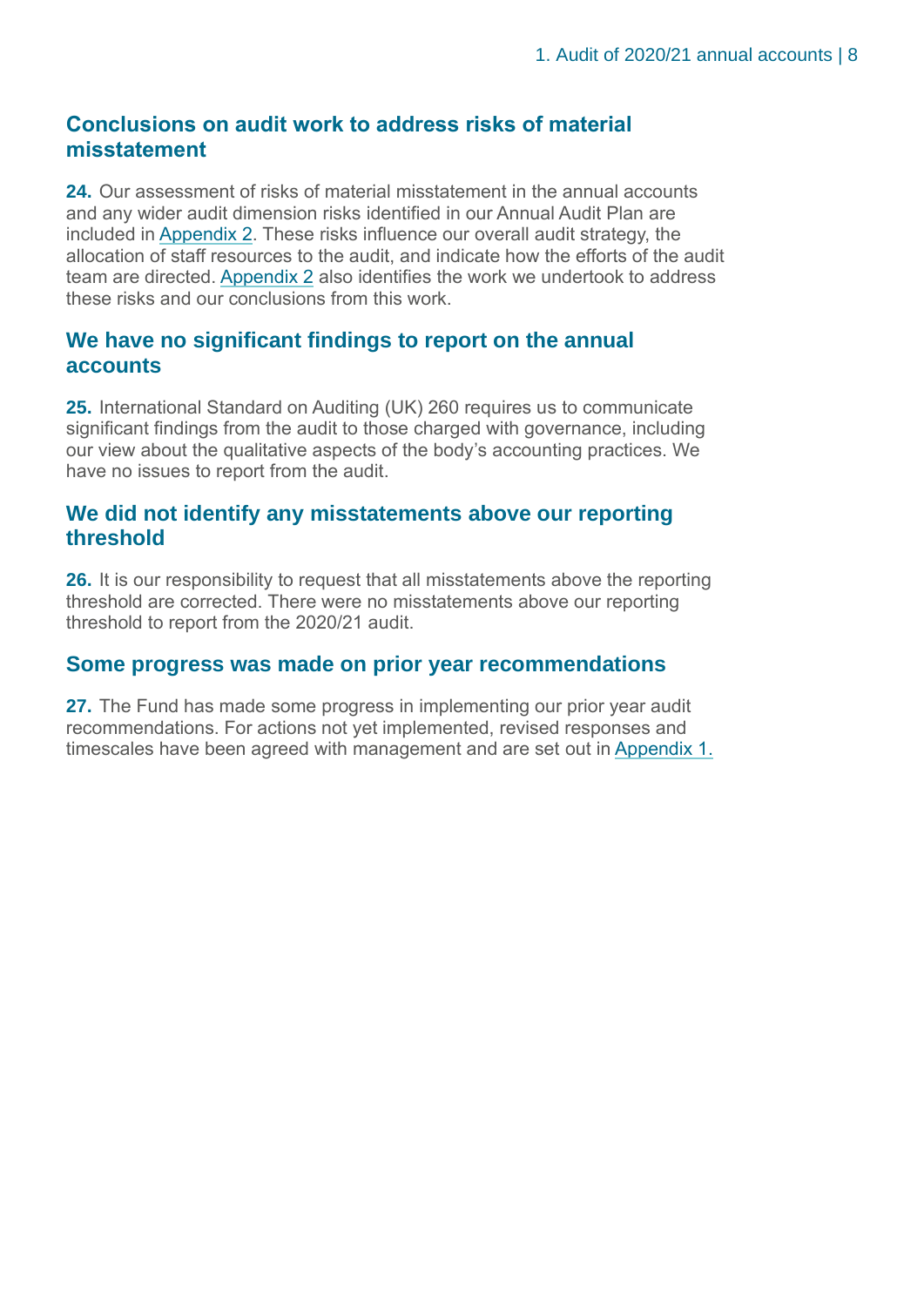## Conclusions on audit work to address risks of material misstatement

**24.** Our assessment of risks of material misstatement in the annual accounts and any wider audit dimension risks identified in our Annual Audit Plan are included in Appendix 2. These risks influence our overall audit strategy, the allocation of staff resources to the audit, and indicate how the efforts of the audit team are directed. Appendix 2 also identifies the work we undertook to address these risks and our conclusions from this work.

## We have no significant findings to report on the annual accounts

**25.** International Standard on Auditing (UK) 260 requires us to communicate significant findings from the audit to those charged with governance, including our view about the qualitative aspects of the body's accounting practices. We have no issues to report from the audit.

## We did not identify any misstatements above our reporting threshold

**26.** It is our responsibility to request that all misstatements above the reporting threshold are corrected. There were no misstatements above our reporting threshold to report from the 2020/21 audit.

## Some progress was made on prior year recommendations

**27.** The Fund has made some progress in implementing our prior year audit recommendations. For actions not yet implemented, revised responses and timescales have been agreed with management and are set out in Appendix 1.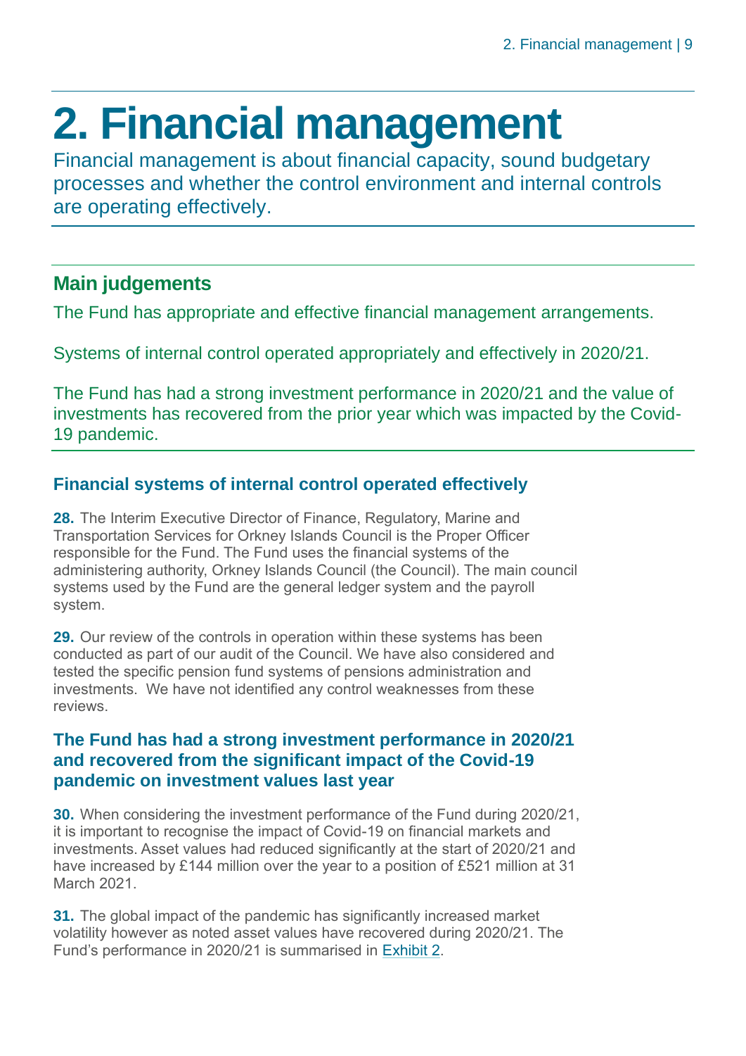# 2. Financial management

Financial management is about financial capacity, sound budgetary processes and whether the control environment and internal controls are operating effectively.

## Main judgements

The Fund has appropriate and effective financial management arrangements.

Systems of internal control operated appropriately and effectively in 2020/21.

The Fund has had a strong investment performance in 2020/21 and the value of investments has recovered from the prior year which was impacted by the Covid-19 pandemic.

### Financial systems of internal control operated effectively

**28.** The Interim Executive Director of Finance, Regulatory, Marine and Transportation Services for Orkney Islands Council is the Proper Officer responsible for the Fund. The Fund uses the financial systems of the administering authority, Orkney Islands Council (the Council). The main council systems used by the Fund are the general ledger system and the payroll system.

**29.** Our review of the controls in operation within these systems has been conducted as part of our audit of the Council. We have also considered and tested the specific pension fund systems of pensions administration and investments. We have not identified any control weaknesses from these reviews.

### The Fund has had a strong investment performance in 2020/21 and recovered from the significant impact of the Covid-19 pandemic on investment values last year

**30.** When considering the investment performance of the Fund during 2020/21, it is important to recognise the impact of Covid-19 on financial markets and investments. Asset values had reduced significantly at the start of 2020/21 and have increased by £144 million over the year to a position of £521 million at 31 March 2021.

**31.** The global impact of the pandemic has significantly increased market volatility however as noted asset values have recovered during 2020/21. The Fund's performance in 2020/21 is summarised in Exhibit 2.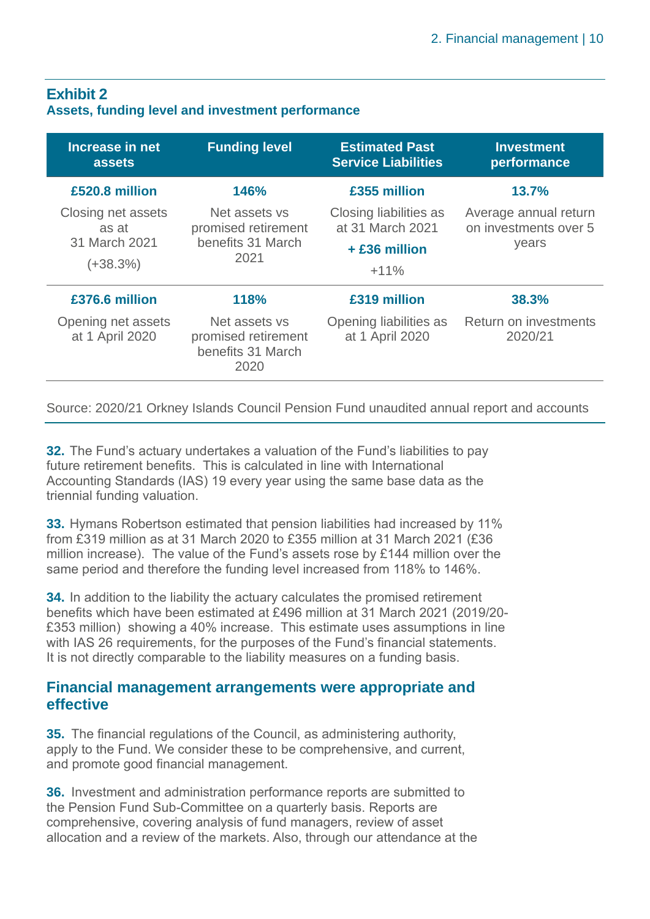**Exhibit 2**
**Assets, funding level and investment performance**

| Increase in net assets | Funding level | Estimated Past Service Liabilities | Investment performance |
|---|---|---|---|
| **£520.8 million**<br>Closing net assets as at 31 March 2021<br>(+38.3%) | **146%**<br>Net assets vs promised retirement benefits 31 March 2021 | **£355 million**<br>Closing liabilities as at 31 March 2021<br>**+ £36 million**<br>+11% | **13.7%**<br>Average annual return on investments over 5 years |
| **£376.6 million**<br>Opening net assets at 1 April 2020 | **118%**<br>Net assets vs promised retirement benefits 31 March 2020 | **£319 million**<br>Opening liabilities as at 1 April 2020 | **38.3%**<br>Return on investments 2020/21 |

Source: 2020/21 Orkney Islands Council Pension Fund unaudited annual report and accounts

**32.** The Fund's actuary undertakes a valuation of the Fund's liabilities to pay future retirement benefits. This is calculated in line with International Accounting Standards (IAS) 19 every year using the same base data as the triennial funding valuation.

**33.** Hymans Robertson estimated that pension liabilities had increased by 11% from £319 million as at 31 March 2020 to £355 million at 31 March 2021 (£36 million increase). The value of the Fund's assets rose by £144 million over the same period and therefore the funding level increased from 118% to 146%.

**34.** In addition to the liability the actuary calculates the promised retirement benefits which have been estimated at £496 million at 31 March 2021 (2019/20- £353 million) showing a 40% increase. This estimate uses assumptions in line with IAS 26 requirements, for the purposes of the Fund's financial statements. It is not directly comparable to the liability measures on a funding basis.

## Financial management arrangements were appropriate and effective

**35.** The financial regulations of the Council, as administering authority, apply to the Fund. We consider these to be comprehensive, and current, and promote good financial management.

**36.** Investment and administration performance reports are submitted to the Pension Fund Sub-Committee on a quarterly basis. Reports are comprehensive, covering analysis of fund managers, review of asset allocation and a review of the markets. Also, through our attendance at the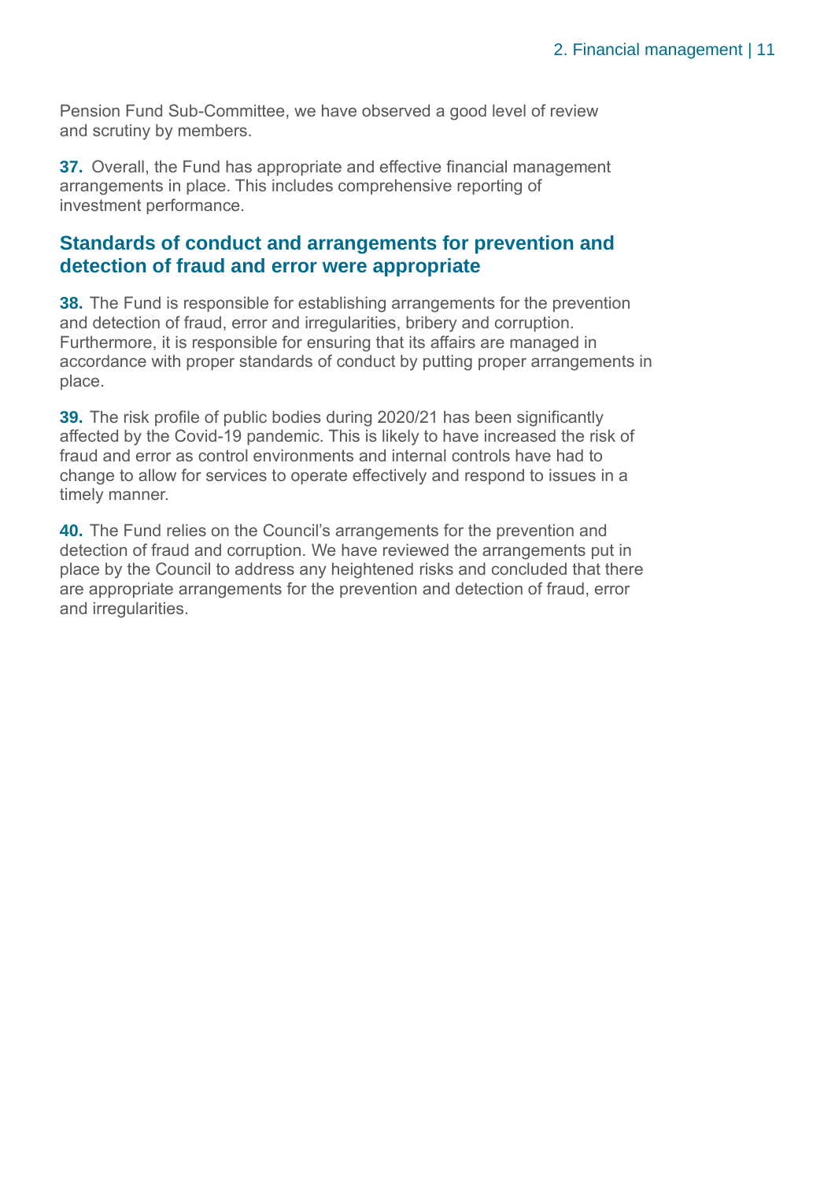Pension Fund Sub-Committee, we have observed a good level of review and scrutiny by members.

**37.** Overall, the Fund has appropriate and effective financial management arrangements in place. This includes comprehensive reporting of investment performance.

## Standards of conduct and arrangements for prevention and detection of fraud and error were appropriate

**38.** The Fund is responsible for establishing arrangements for the prevention and detection of fraud, error and irregularities, bribery and corruption. Furthermore, it is responsible for ensuring that its affairs are managed in accordance with proper standards of conduct by putting proper arrangements in place.

**39.** The risk profile of public bodies during 2020/21 has been significantly affected by the Covid-19 pandemic. This is likely to have increased the risk of fraud and error as control environments and internal controls have had to change to allow for services to operate effectively and respond to issues in a timely manner.

**40.** The Fund relies on the Council's arrangements for the prevention and detection of fraud and corruption. We have reviewed the arrangements put in place by the Council to address any heightened risks and concluded that there are appropriate arrangements for the prevention and detection of fraud, error and irregularities.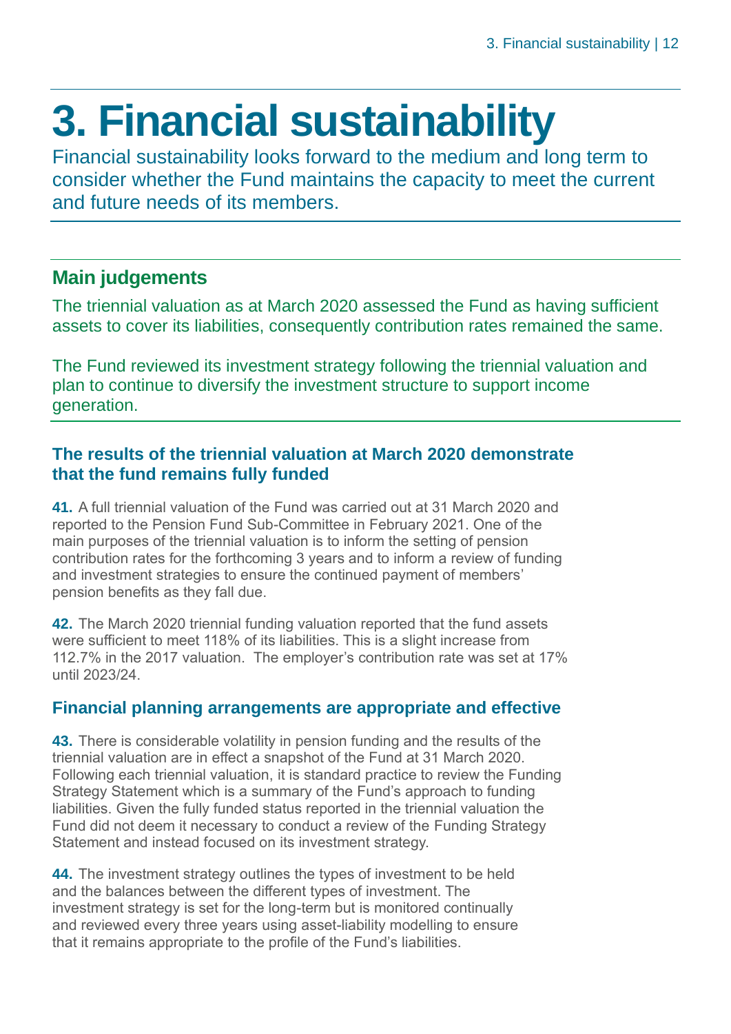# 3. Financial sustainability

Financial sustainability looks forward to the medium and long term to consider whether the Fund maintains the capacity to meet the current and future needs of its members.

## Main judgements

The triennial valuation as at March 2020 assessed the Fund as having sufficient assets to cover its liabilities, consequently contribution rates remained the same.

The Fund reviewed its investment strategy following the triennial valuation and plan to continue to diversify the investment structure to support income generation.

### The results of the triennial valuation at March 2020 demonstrate that the fund remains fully funded

**41.** A full triennial valuation of the Fund was carried out at 31 March 2020 and reported to the Pension Fund Sub-Committee in February 2021. One of the main purposes of the triennial valuation is to inform the setting of pension contribution rates for the forthcoming 3 years and to inform a review of funding and investment strategies to ensure the continued payment of members' pension benefits as they fall due.

**42.** The March 2020 triennial funding valuation reported that the fund assets were sufficient to meet 118% of its liabilities. This is a slight increase from 112.7% in the 2017 valuation. The employer's contribution rate was set at 17% until 2023/24.

### Financial planning arrangements are appropriate and effective

**43.** There is considerable volatility in pension funding and the results of the triennial valuation are in effect a snapshot of the Fund at 31 March 2020. Following each triennial valuation, it is standard practice to review the Funding Strategy Statement which is a summary of the Fund's approach to funding liabilities. Given the fully funded status reported in the triennial valuation the Fund did not deem it necessary to conduct a review of the Funding Strategy Statement and instead focused on its investment strategy.

**44.** The investment strategy outlines the types of investment to be held and the balances between the different types of investment. The investment strategy is set for the long-term but is monitored continually and reviewed every three years using asset-liability modelling to ensure that it remains appropriate to the profile of the Fund's liabilities.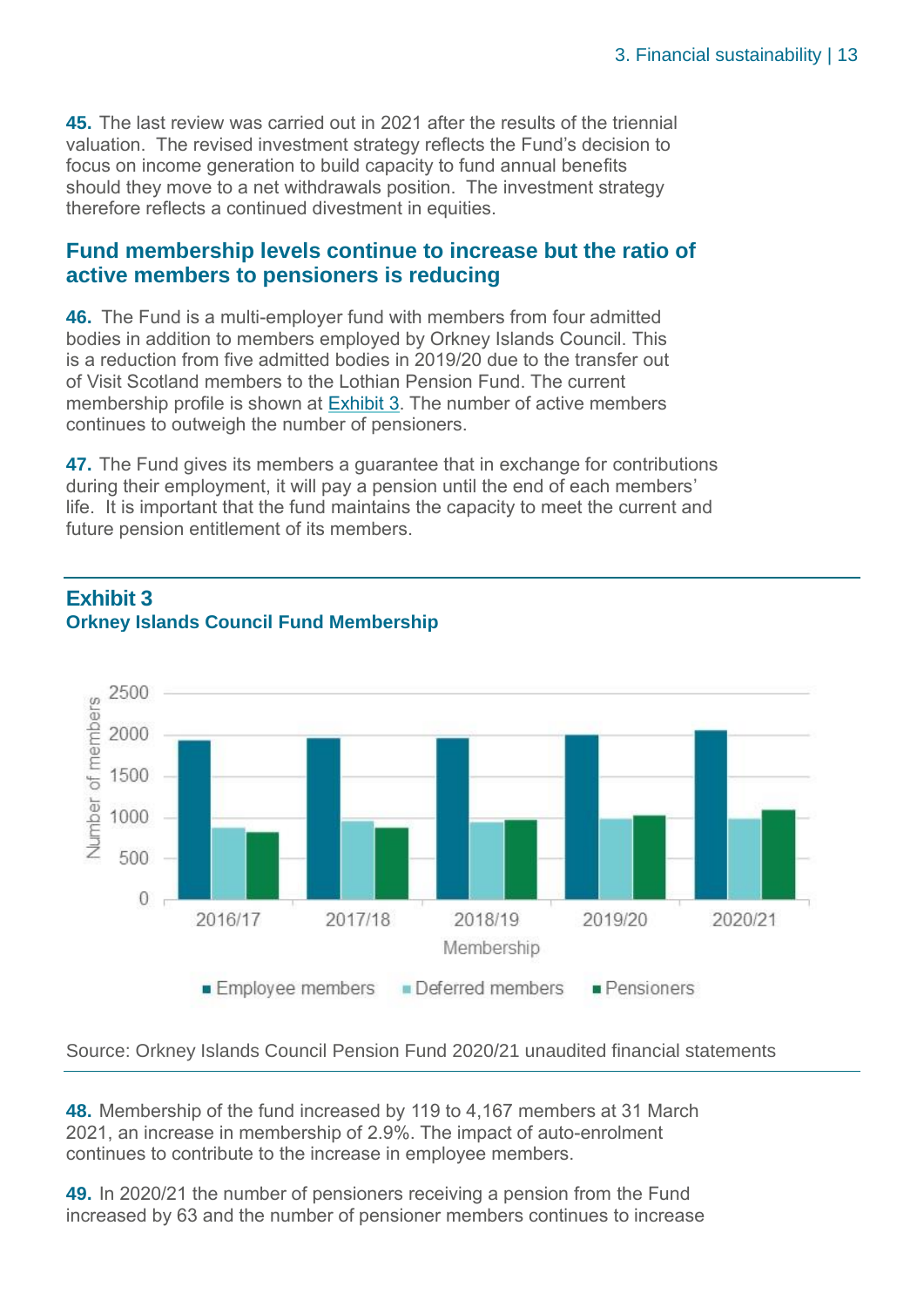**45.** The last review was carried out in 2021 after the results of the triennial valuation. The revised investment strategy reflects the Fund's decision to focus on income generation to build capacity to fund annual benefits should they move to a net withdrawals position. The investment strategy therefore reflects a continued divestment in equities.

## Fund membership levels continue to increase but the ratio of active members to pensioners is reducing

**46.** The Fund is a multi-employer fund with members from four admitted bodies in addition to members employed by Orkney Islands Council. This is a reduction from five admitted bodies in 2019/20 due to the transfer out of Visit Scotland members to the Lothian Pension Fund. The current membership profile is shown at Exhibit 3. The number of active members continues to outweigh the number of pensioners.

**47.** The Fund gives its members a guarantee that in exchange for contributions during their employment, it will pay a pension until the end of each members' life. It is important that the fund maintains the capacity to meet the current and future pension entitlement of its members.

### Exhibit 3
**Orkney Islands Council Fund Membership**

Source: Orkney Islands Council Pension Fund 2020/21 unaudited financial statements

**48.** Membership of the fund increased by 119 to 4,167 members at 31 March 2021, an increase in membership of 2.9%. The impact of auto-enrolment continues to contribute to the increase in employee members.

**49.** In 2020/21 the number of pensioners receiving a pension from the Fund increased by 63 and the number of pensioner members continues to increase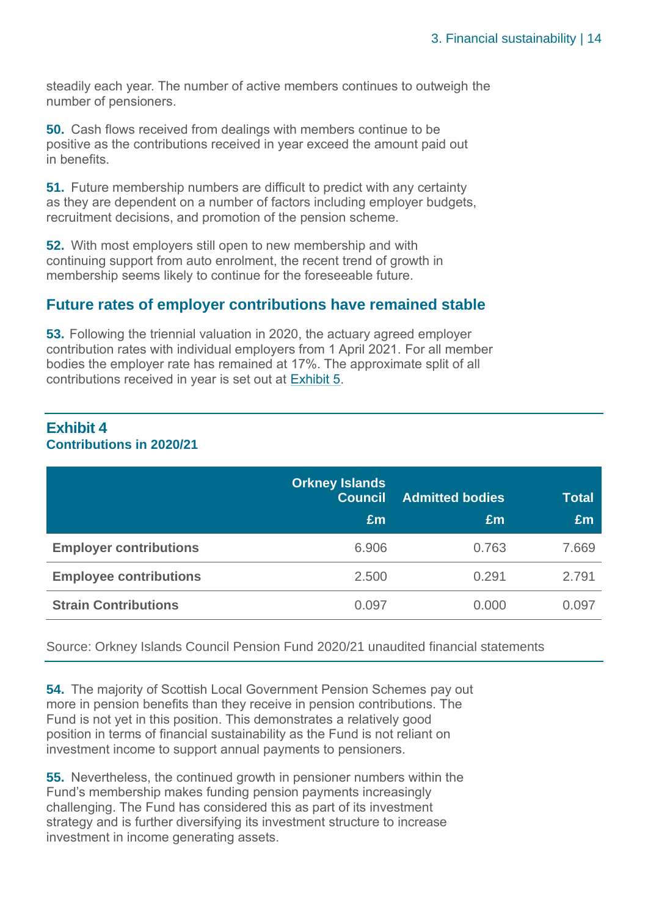steadily each year. The number of active members continues to outweigh the number of pensioners.

**50.** Cash flows received from dealings with members continue to be positive as the contributions received in year exceed the amount paid out in benefits.

**51.** Future membership numbers are difficult to predict with any certainty as they are dependent on a number of factors including employer budgets, recruitment decisions, and promotion of the pension scheme.

**52.** With most employers still open to new membership and with continuing support from auto enrolment, the recent trend of growth in membership seems likely to continue for the foreseeable future.

## Future rates of employer contributions have remained stable

**53.** Following the triennial valuation in 2020, the actuary agreed employer contribution rates with individual employers from 1 April 2021. For all member bodies the employer rate has remained at 17%. The approximate split of all contributions received in year is set out at Exhibit 5.

**Exhibit 4**
**Contributions in 2020/21**

| | Orkney Islands Council £m | Admitted bodies £m | Total £m |
|---|---|---|---|
| **Employer contributions** | 6.906 | 0.763 | 7.669 |
| **Employee contributions** | 2.500 | 0.291 | 2.791 |
| **Strain Contributions** | 0.097 | 0.000 | 0.097 |

Source: Orkney Islands Council Pension Fund 2020/21 unaudited financial statements

**54.** The majority of Scottish Local Government Pension Schemes pay out more in pension benefits than they receive in pension contributions. The Fund is not yet in this position. This demonstrates a relatively good position in terms of financial sustainability as the Fund is not reliant on investment income to support annual payments to pensioners.

**55.** Nevertheless, the continued growth in pensioner numbers within the Fund's membership makes funding pension payments increasingly challenging. The Fund has considered this as part of its investment strategy and is further diversifying its investment structure to increase investment in income generating assets.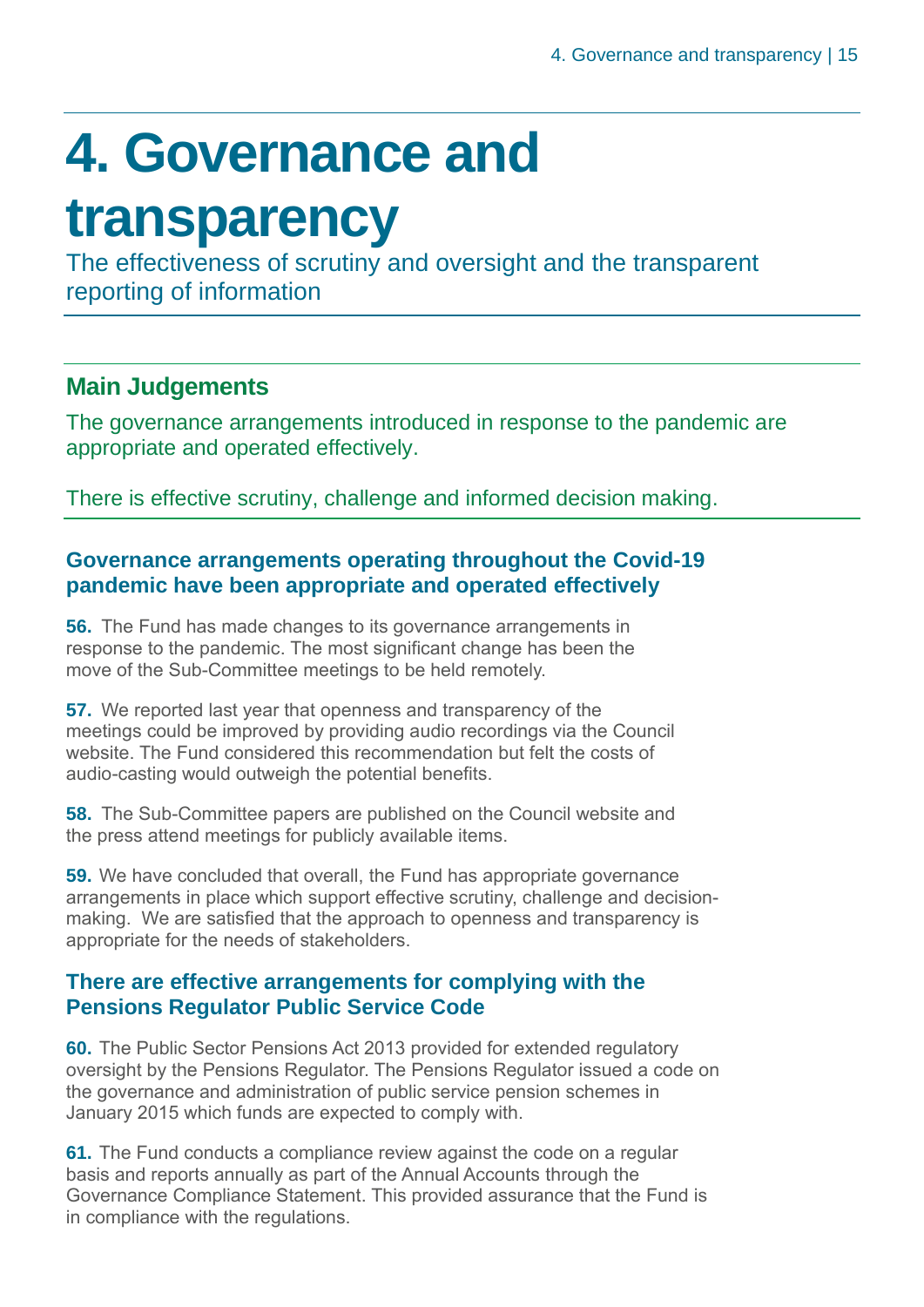# 4. Governance and transparency

The effectiveness of scrutiny and oversight and the transparent reporting of information

## Main Judgements

The governance arrangements introduced in response to the pandemic are appropriate and operated effectively.

There is effective scrutiny, challenge and informed decision making.

### Governance arrangements operating throughout the Covid-19 pandemic have been appropriate and operated effectively

**56.** The Fund has made changes to its governance arrangements in response to the pandemic. The most significant change has been the move of the Sub-Committee meetings to be held remotely.

**57.** We reported last year that openness and transparency of the meetings could be improved by providing audio recordings via the Council website. The Fund considered this recommendation but felt the costs of audio-casting would outweigh the potential benefits.

**58.** The Sub-Committee papers are published on the Council website and the press attend meetings for publicly available items.

**59.** We have concluded that overall, the Fund has appropriate governance arrangements in place which support effective scrutiny, challenge and decision-making. We are satisfied that the approach to openness and transparency is appropriate for the needs of stakeholders.

### There are effective arrangements for complying with the Pensions Regulator Public Service Code

**60.** The Public Sector Pensions Act 2013 provided for extended regulatory oversight by the Pensions Regulator. The Pensions Regulator issued a code on the governance and administration of public service pension schemes in January 2015 which funds are expected to comply with.

**61.** The Fund conducts a compliance review against the code on a regular basis and reports annually as part of the Annual Accounts through the Governance Compliance Statement. This provided assurance that the Fund is in compliance with the regulations.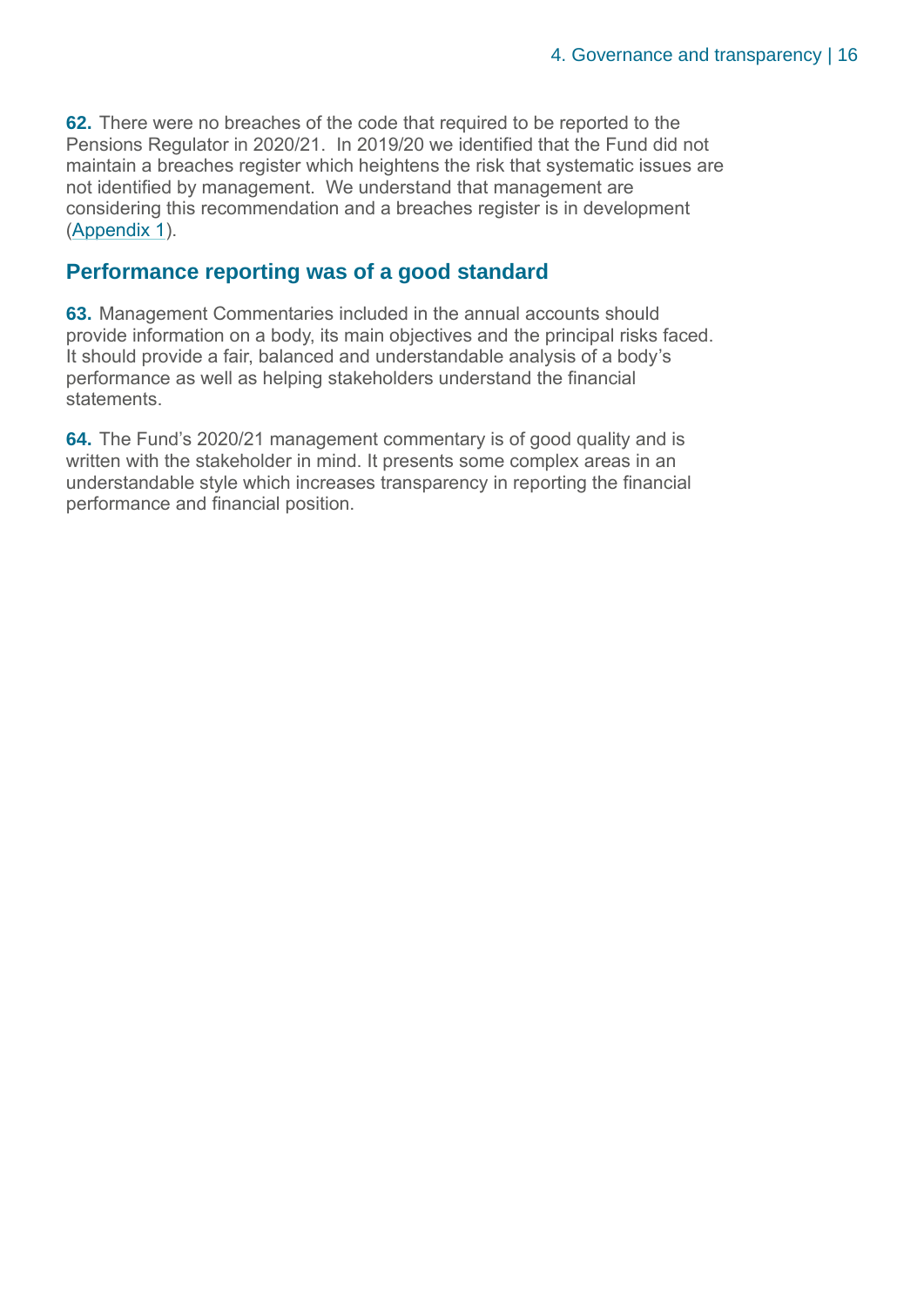**62.** There were no breaches of the code that required to be reported to the Pensions Regulator in 2020/21. In 2019/20 we identified that the Fund did not maintain a breaches register which heightens the risk that systematic issues are not identified by management. We understand that management are considering this recommendation and a breaches register is in development (Appendix 1).

## Performance reporting was of a good standard

**63.** Management Commentaries included in the annual accounts should provide information on a body, its main objectives and the principal risks faced. It should provide a fair, balanced and understandable analysis of a body's performance as well as helping stakeholders understand the financial statements.

**64.** The Fund's 2020/21 management commentary is of good quality and is written with the stakeholder in mind. It presents some complex areas in an understandable style which increases transparency in reporting the financial performance and financial position.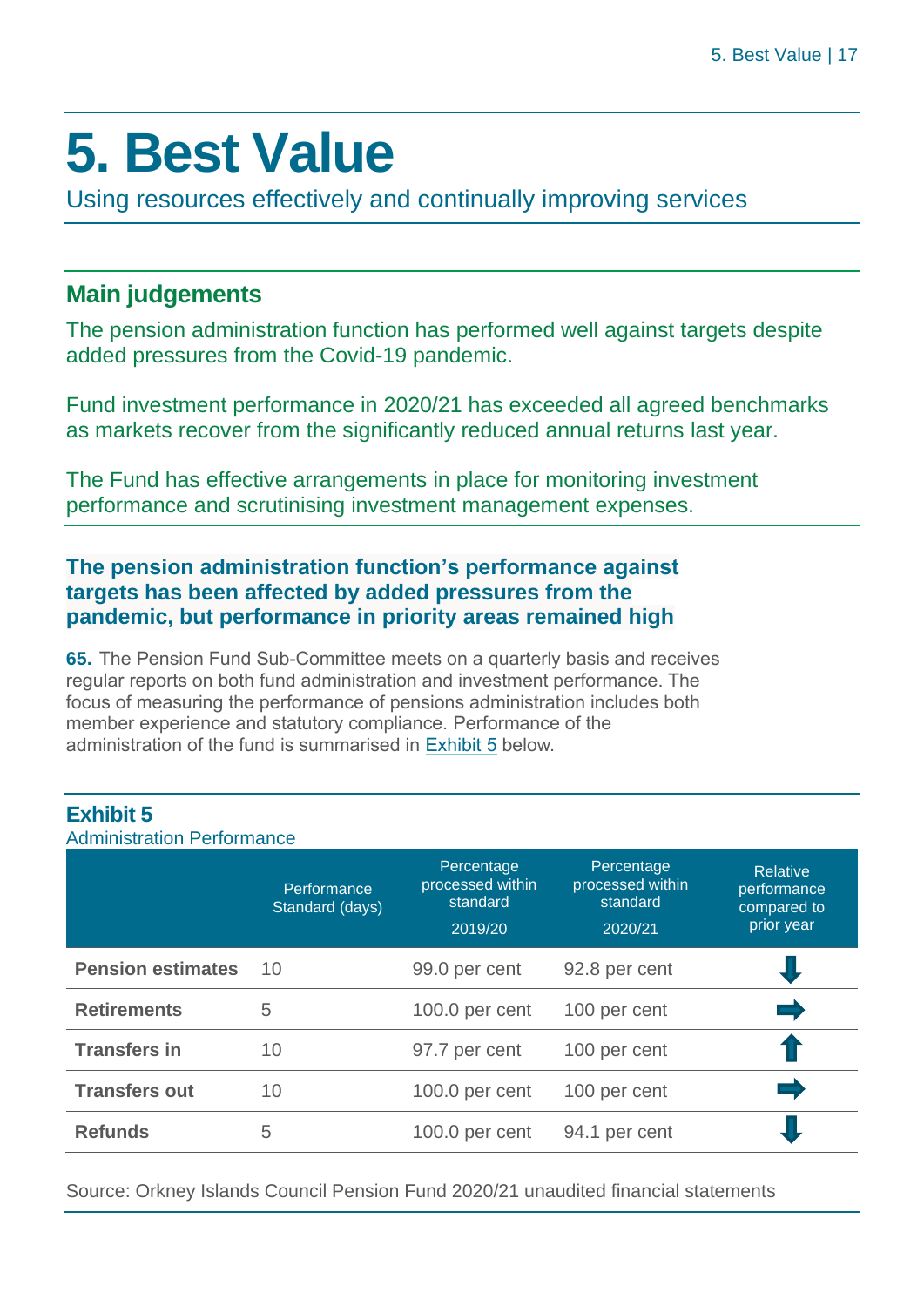# 5. Best Value

Using resources effectively and continually improving services

## Main judgements

The pension administration function has performed well against targets despite added pressures from the Covid-19 pandemic.

Fund investment performance in 2020/21 has exceeded all agreed benchmarks as markets recover from the significantly reduced annual returns last year.

The Fund has effective arrangements in place for monitoring investment performance and scrutinising investment management expenses.

### The pension administration function's performance against targets has been affected by added pressures from the pandemic, but performance in priority areas remained high

**65.** The Pension Fund Sub-Committee meets on a quarterly basis and receives regular reports on both fund administration and investment performance. The focus of measuring the performance of pensions administration includes both member experience and statutory compliance. Performance of the administration of the fund is summarised in Exhibit 5 below.

**Exhibit 5**
Administration Performance

| | Performance Standard (days) | Percentage processed within standard 2019/20 | Percentage processed within standard 2020/21 | Relative performance compared to prior year |
|---|---|---|---|---|
| **Pension estimates** | 10 | 99.0 per cent | 92.8 per cent | ⬇ |
| **Retirements** | 5 | 100.0 per cent | 100 per cent | ➡ |
| **Transfers in** | 10 | 97.7 per cent | 100 per cent | ⬆ |
| **Transfers out** | 10 | 100.0 per cent | 100 per cent | ➡ |
| **Refunds** | 5 | 100.0 per cent | 94.1 per cent | ⬇ |

Source: Orkney Islands Council Pension Fund 2020/21 unaudited financial statements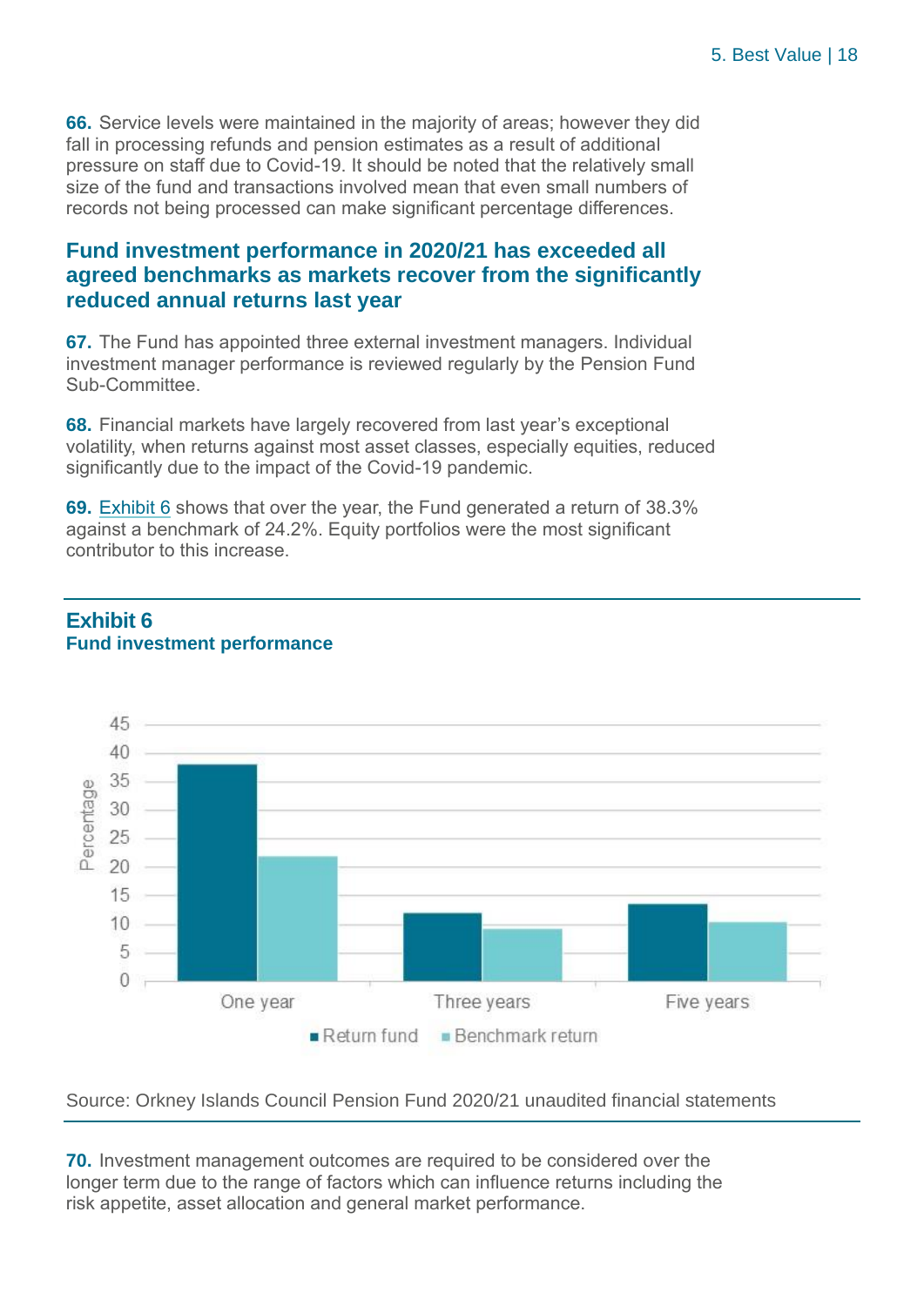**66.** Service levels were maintained in the majority of areas; however they did fall in processing refunds and pension estimates as a result of additional pressure on staff due to Covid-19. It should be noted that the relatively small size of the fund and transactions involved mean that even small numbers of records not being processed can make significant percentage differences.

## Fund investment performance in 2020/21 has exceeded all agreed benchmarks as markets recover from the significantly reduced annual returns last year

**67.** The Fund has appointed three external investment managers. Individual investment manager performance is reviewed regularly by the Pension Fund Sub-Committee.

**68.** Financial markets have largely recovered from last year's exceptional volatility, when returns against most asset classes, especially equities, reduced significantly due to the impact of the Covid-19 pandemic.

**69.** Exhibit 6 shows that over the year, the Fund generated a return of 38.3% against a benchmark of 24.2%. Equity portfolios were the most significant contributor to this increase.

### Exhibit 6
**Fund investment performance**

Source: Orkney Islands Council Pension Fund 2020/21 unaudited financial statements

**70.** Investment management outcomes are required to be considered over the longer term due to the range of factors which can influence returns including the risk appetite, asset allocation and general market performance.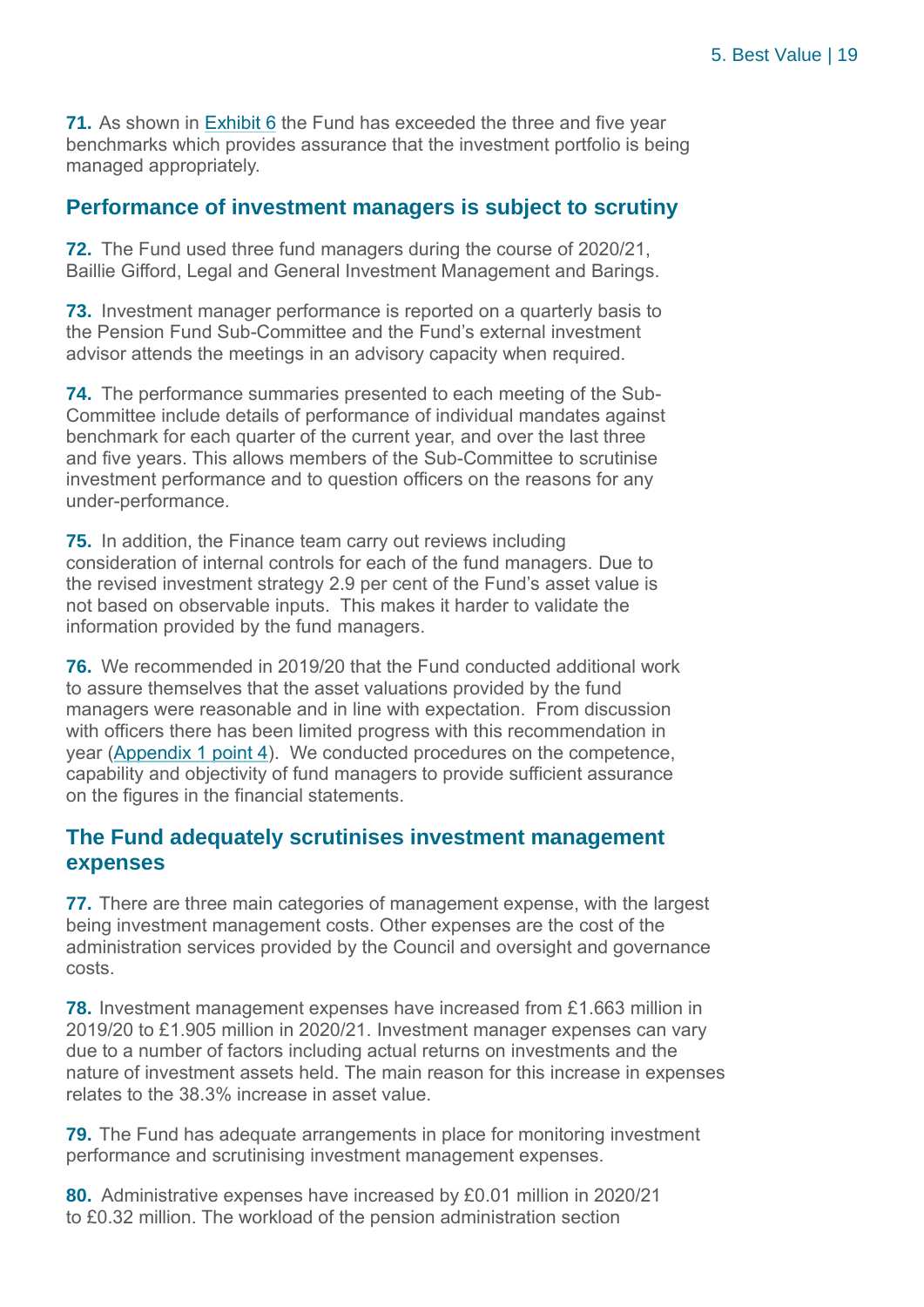**71.** As shown in Exhibit 6 the Fund has exceeded the three and five year benchmarks which provides assurance that the investment portfolio is being managed appropriately.

## Performance of investment managers is subject to scrutiny

**72.** The Fund used three fund managers during the course of 2020/21, Baillie Gifford, Legal and General Investment Management and Barings.

**73.** Investment manager performance is reported on a quarterly basis to the Pension Fund Sub-Committee and the Fund's external investment advisor attends the meetings in an advisory capacity when required.

**74.** The performance summaries presented to each meeting of the Sub-Committee include details of performance of individual mandates against benchmark for each quarter of the current year, and over the last three and five years. This allows members of the Sub-Committee to scrutinise investment performance and to question officers on the reasons for any under-performance.

**75.** In addition, the Finance team carry out reviews including consideration of internal controls for each of the fund managers. Due to the revised investment strategy 2.9 per cent of the Fund's asset value is not based on observable inputs. This makes it harder to validate the information provided by the fund managers.

**76.** We recommended in 2019/20 that the Fund conducted additional work to assure themselves that the asset valuations provided by the fund managers were reasonable and in line with expectation. From discussion with officers there has been limited progress with this recommendation in year (Appendix 1 point 4). We conducted procedures on the competence, capability and objectivity of fund managers to provide sufficient assurance on the figures in the financial statements.

## The Fund adequately scrutinises investment management expenses

**77.** There are three main categories of management expense, with the largest being investment management costs. Other expenses are the cost of the administration services provided by the Council and oversight and governance costs.

**78.** Investment management expenses have increased from £1.663 million in 2019/20 to £1.905 million in 2020/21. Investment manager expenses can vary due to a number of factors including actual returns on investments and the nature of investment assets held. The main reason for this increase in expenses relates to the 38.3% increase in asset value.

**79.** The Fund has adequate arrangements in place for monitoring investment performance and scrutinising investment management expenses.

**80.** Administrative expenses have increased by £0.01 million in 2020/21 to £0.32 million. The workload of the pension administration section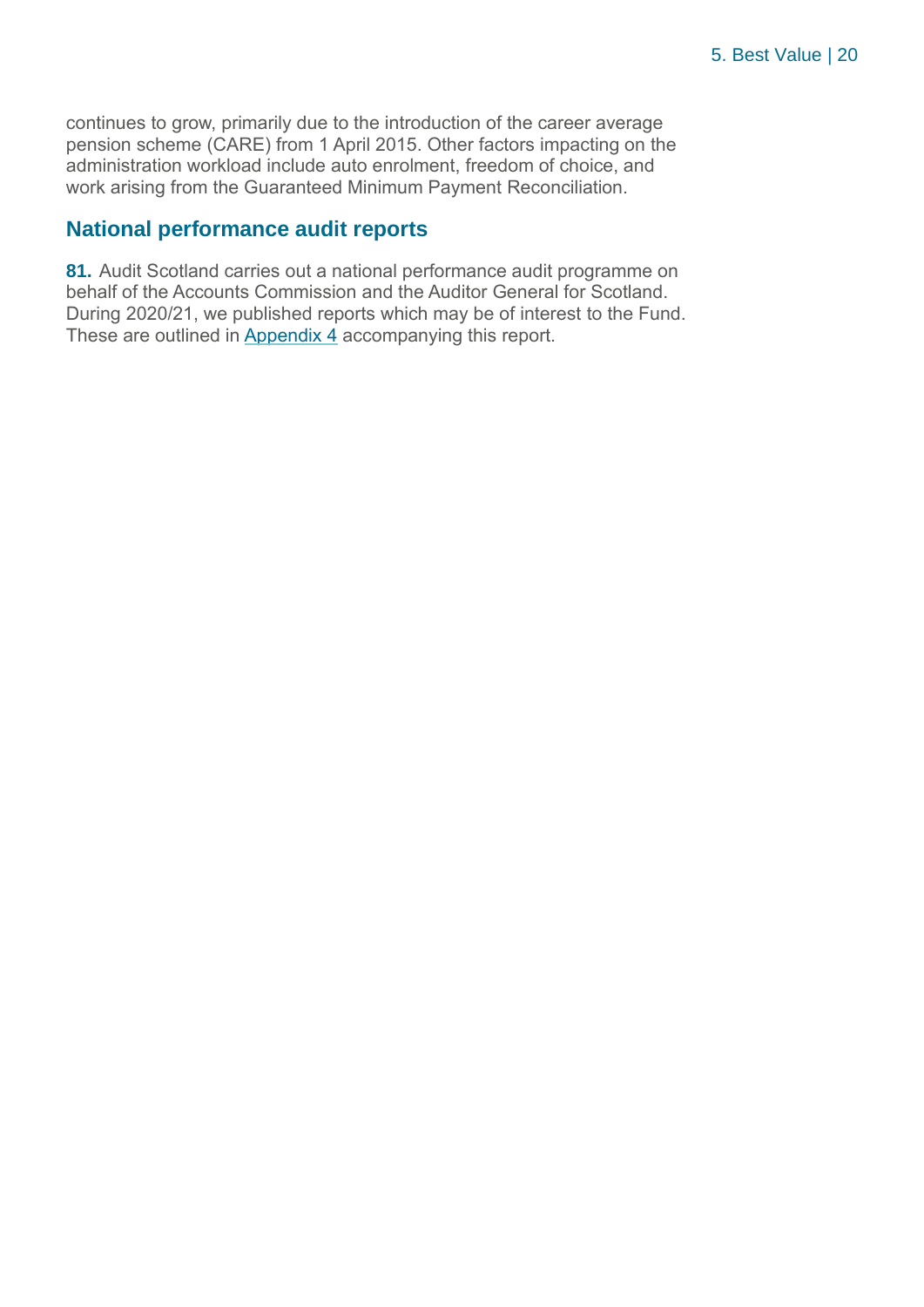continues to grow, primarily due to the introduction of the career average pension scheme (CARE) from 1 April 2015. Other factors impacting on the administration workload include auto enrolment, freedom of choice, and work arising from the Guaranteed Minimum Payment Reconciliation.

## National performance audit reports

**81.** Audit Scotland carries out a national performance audit programme on behalf of the Accounts Commission and the Auditor General for Scotland. During 2020/21, we published reports which may be of interest to the Fund. These are outlined in Appendix 4 accompanying this report.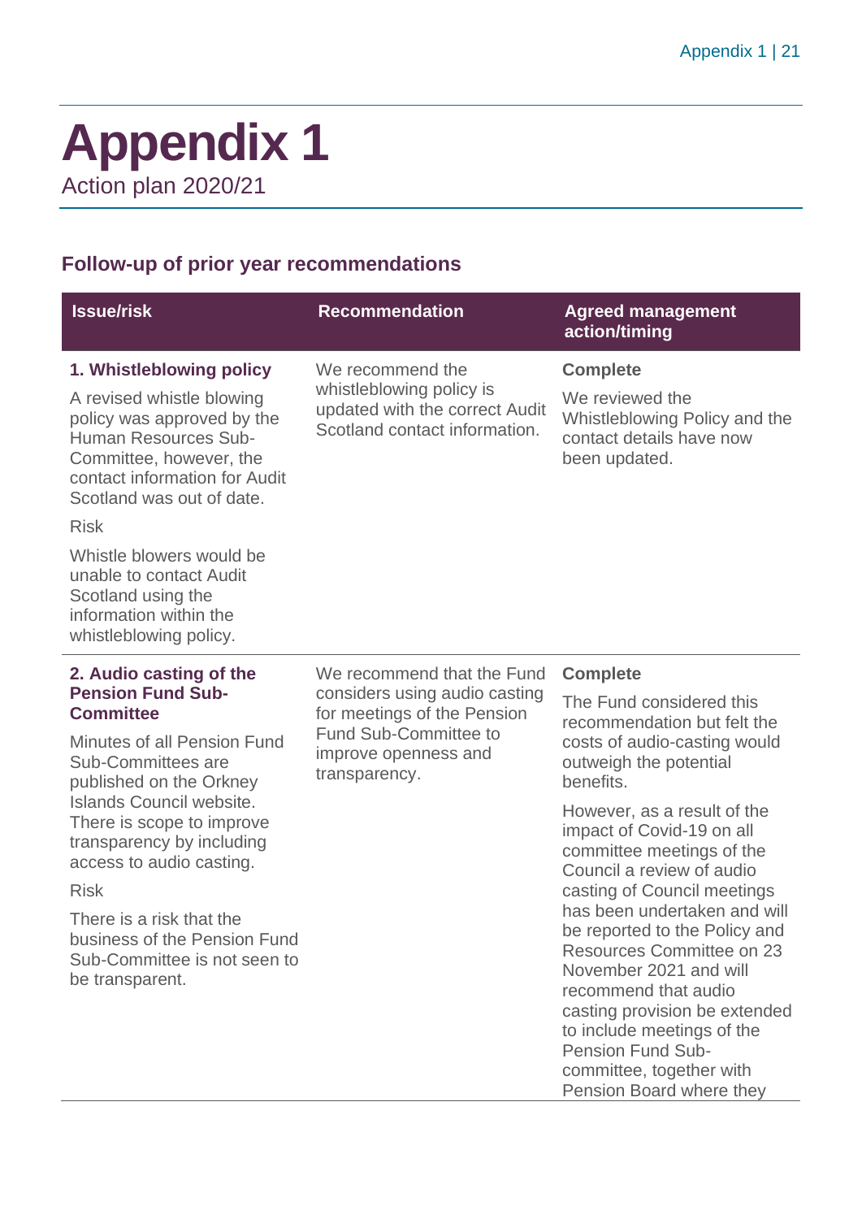# Appendix 1

Action plan 2020/21

## Follow-up of prior year recommendations

| Issue/risk | Recommendation | Agreed management action/timing |
|---|---|---|
| **1. Whistleblowing policy**<br><br>A revised whistle blowing policy was approved by the Human Resources Sub-Committee, however, the contact information for Audit Scotland was out of date.<br><br>Risk<br><br>Whistle blowers would be unable to contact Audit Scotland using the information within the whistleblowing policy. | We recommend the whistleblowing policy is updated with the correct Audit Scotland contact information. | **Complete**<br><br>We reviewed the Whistleblowing Policy and the contact details have now been updated. |
| **2. Audio casting of the Pension Fund Sub-Committee**<br><br>Minutes of all Pension Fund Sub-Committees are published on the Orkney Islands Council website. There is scope to improve transparency by including access to audio casting.<br><br>Risk<br><br>There is a risk that the business of the Pension Fund Sub-Committee is not seen to be transparent. | We recommend that the Fund considers using audio casting for meetings of the Pension Fund Sub-Committee to improve openness and transparency. | **Complete**<br><br>The Fund considered this recommendation but felt the costs of audio-casting would outweigh the potential benefits.<br><br>However, as a result of the impact of Covid-19 on all committee meetings of the Council a review of audio casting of Council meetings has been undertaken and will be reported to the Policy and Resources Committee on 23 November 2021 and will recommend that audio casting provision be extended to include meetings of the Pension Fund Sub-committee, together with Pension Board where they |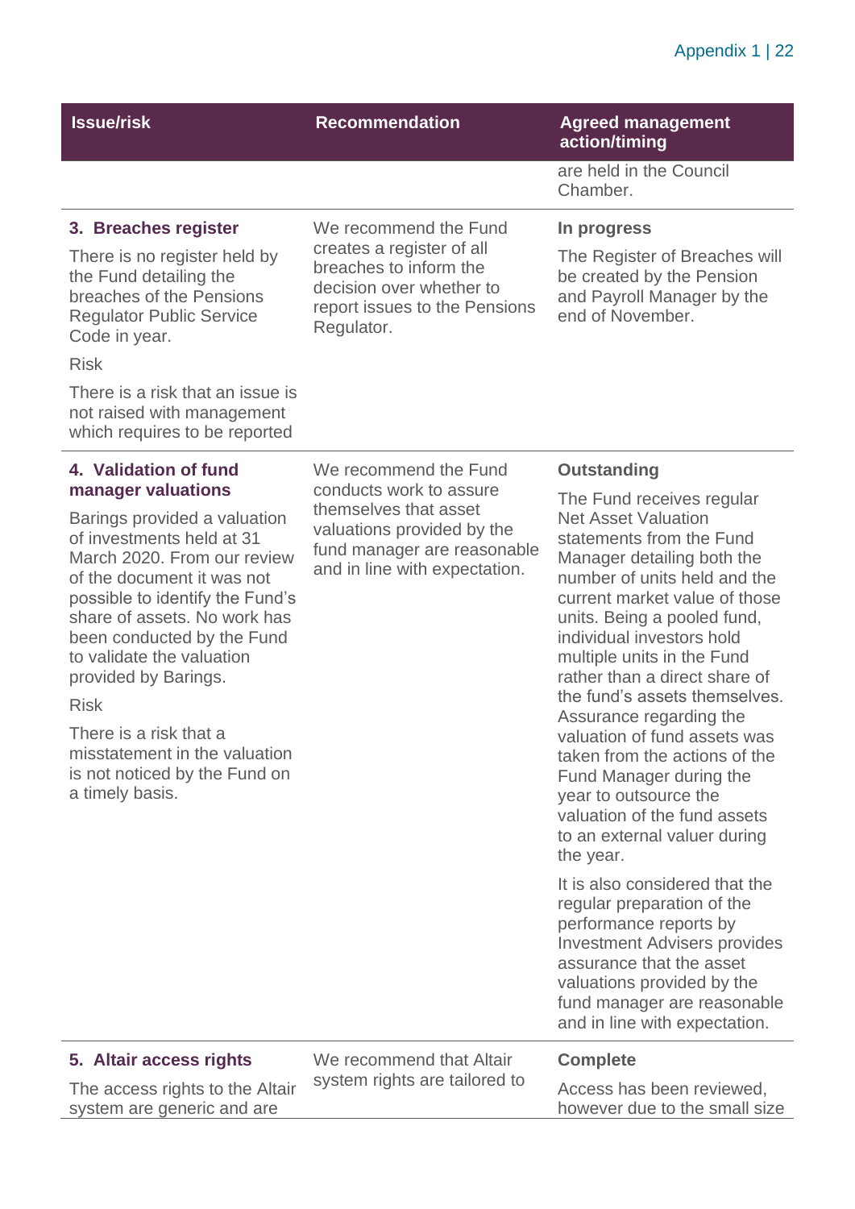| Issue/risk | Recommendation | Agreed management action/timing |
|---|---|---|
| | | are held in the Council Chamber. |
| **3. Breaches register**<br><br>There is no register held by the Fund detailing the breaches of the Pensions Regulator Public Service Code in year.<br><br>Risk<br><br>There is a risk that an issue is not raised with management which requires to be reported | We recommend the Fund creates a register of all breaches to inform the decision over whether to report issues to the Pensions Regulator. | **In progress**<br><br>The Register of Breaches will be created by the Pension and Payroll Manager by the end of November. |
| **4. Validation of fund manager valuations**<br><br>Barings provided a valuation of investments held at 31 March 2020. From our review of the document it was not possible to identify the Fund's share of assets. No work has been conducted by the Fund to validate the valuation provided by Barings.<br><br>Risk<br><br>There is a risk that a misstatement in the valuation is not noticed by the Fund on a timely basis. | We recommend the Fund conducts work to assure themselves that asset valuations provided by the fund manager are reasonable and in line with expectation. | **Outstanding**<br><br>The Fund receives regular Net Asset Valuation statements from the Fund Manager detailing both the number of units held and the current market value of those units. Being a pooled fund, individual investors hold multiple units in the Fund rather than a direct share of the fund's assets themselves. Assurance regarding the valuation of fund assets was taken from the actions of the Fund Manager during the year to outsource the valuation of the fund assets to an external valuer during the year.<br><br>It is also considered that the regular preparation of the performance reports by Investment Advisers provides assurance that the asset valuations provided by the fund manager are reasonable and in line with expectation. |
| **5. Altair access rights**<br><br>The access rights to the Altair system are generic and are | We recommend that Altair system rights are tailored to | **Complete**<br><br>Access has been reviewed, however due to the small size |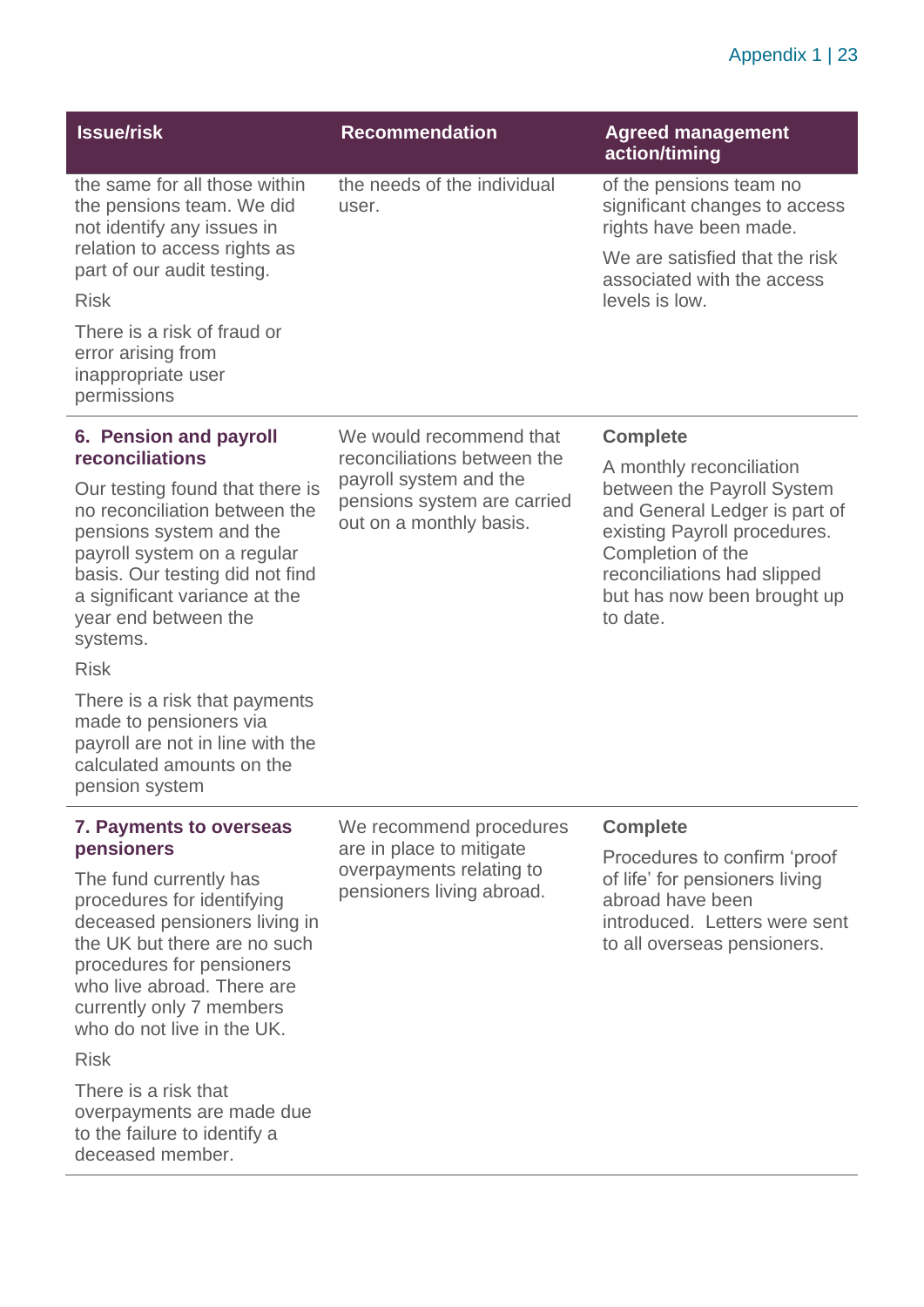| Issue/risk | Recommendation | Agreed management action/timing |
|---|---|---|
| the same for all those within the pensions team. We did not identify any issues in relation to access rights as part of our audit testing.<br><br>Risk<br><br>There is a risk of fraud or error arising from inappropriate user permissions | the needs of the individual user. | of the pensions team no significant changes to access rights have been made.<br><br>We are satisfied that the risk associated with the access levels is low. |
| **6. Pension and payroll reconciliations**<br><br>Our testing found that there is no reconciliation between the pensions system and the payroll system on a regular basis. Our testing did not find a significant variance at the year end between the systems.<br><br>Risk<br><br>There is a risk that payments made to pensioners via payroll are not in line with the calculated amounts on the pension system | We would recommend that reconciliations between the payroll system and the pensions system are carried out on a monthly basis. | **Complete**<br><br>A monthly reconciliation between the Payroll System and General Ledger is part of existing Payroll procedures. Completion of the reconciliations had slipped but has now been brought up to date. |
| **7. Payments to overseas pensioners**<br><br>The fund currently has procedures for identifying deceased pensioners living in the UK but there are no such procedures for pensioners who live abroad. There are currently only 7 members who do not live in the UK.<br><br>Risk<br><br>There is a risk that overpayments are made due to the failure to identify a deceased member. | We recommend procedures are in place to mitigate overpayments relating to pensioners living abroad. | **Complete**<br><br>Procedures to confirm 'proof of life' for pensioners living abroad have been introduced. Letters were sent to all overseas pensioners. |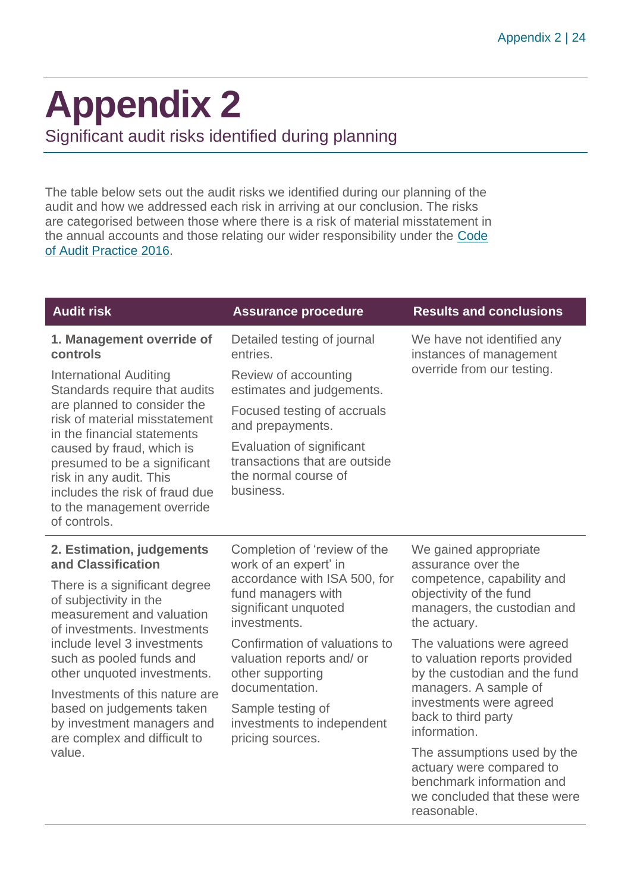# Appendix 2

Significant audit risks identified during planning

The table below sets out the audit risks we identified during our planning of the audit and how we addressed each risk in arriving at our conclusion. The risks are categorised between those where there is a risk of material misstatement in the annual accounts and those relating our wider responsibility under the Code of Audit Practice 2016.

| Audit risk | Assurance procedure | Results and conclusions |
|---|---|---|
| **1. Management override of controls**<br><br>International Auditing Standards require that audits are planned to consider the risk of material misstatement in the financial statements caused by fraud, which is presumed to be a significant risk in any audit. This includes the risk of fraud due to the management override of controls. | Detailed testing of journal entries.<br><br>Review of accounting estimates and judgements.<br><br>Focused testing of accruals and prepayments.<br><br>Evaluation of significant transactions that are outside the normal course of business. | We have not identified any instances of management override from our testing. |
| **2. Estimation, judgements and Classification**<br><br>There is a significant degree of subjectivity in the measurement and valuation of investments. Investments include level 3 investments such as pooled funds and other unquoted investments.<br><br>Investments of this nature are based on judgements taken by investment managers and are complex and difficult to value. | Completion of 'review of the work of an expert' in accordance with ISA 500, for fund managers with significant unquoted investments.<br><br>Confirmation of valuations to valuation reports and/ or other supporting documentation.<br><br>Sample testing of investments to independent pricing sources. | We gained appropriate assurance over the competence, capability and objectivity of the fund managers, the custodian and the actuary.<br><br>The valuations were agreed to valuation reports provided by the custodian and the fund managers. A sample of investments were agreed back to third party information.<br><br>The assumptions used by the actuary were compared to benchmark information and we concluded that these were reasonable. |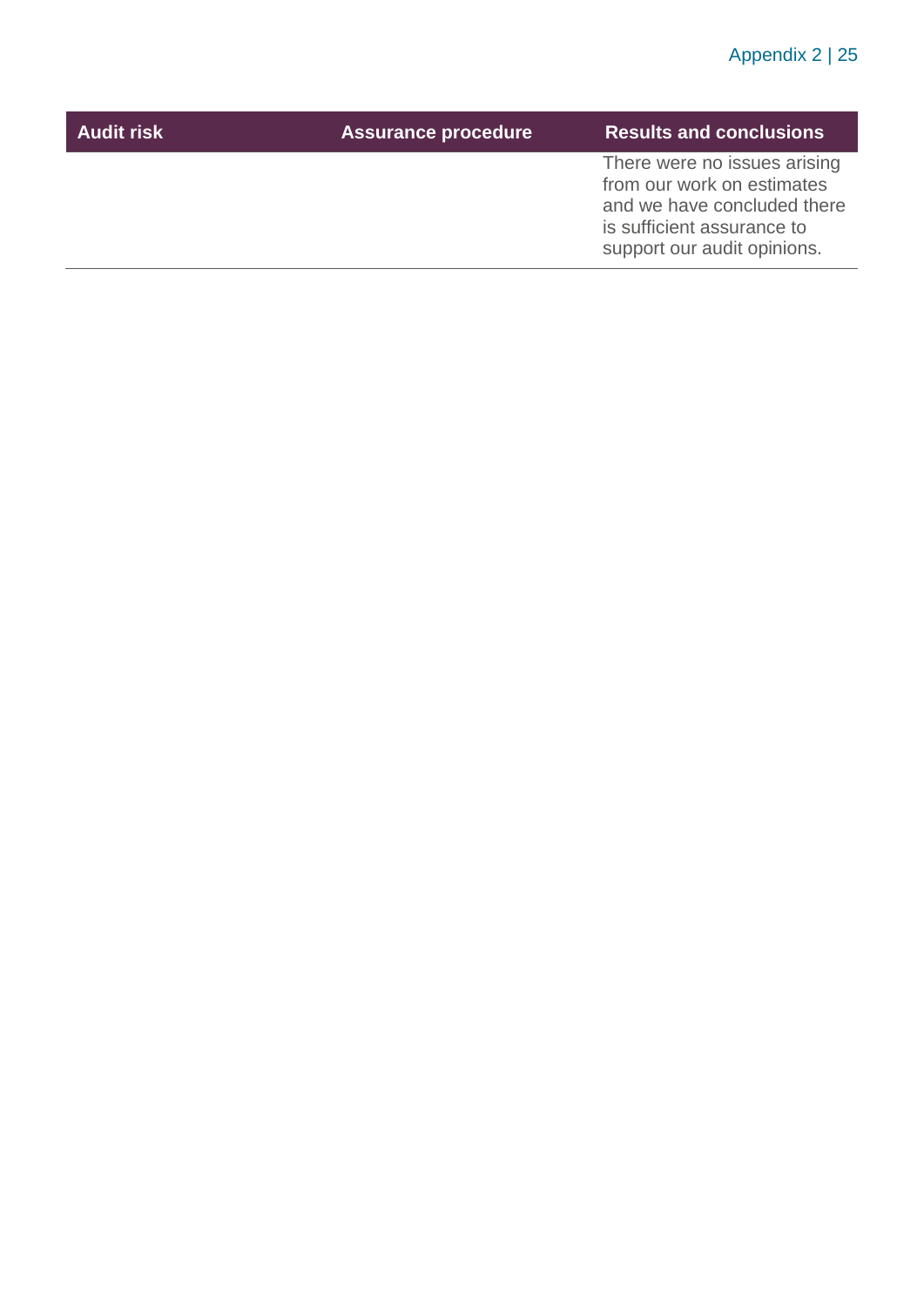| Audit risk | Assurance procedure | Results and conclusions |
| --- | --- | --- |
| | | There were no issues arising from our work on estimates and we have concluded there is sufficient assurance to support our audit opinions. |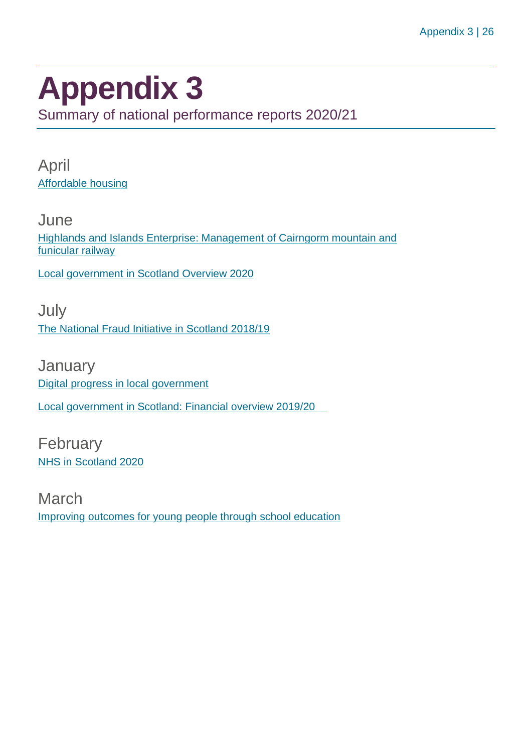# Appendix 3

Summary of national performance reports 2020/21

## April

Affordable housing

## June

Highlands and Islands Enterprise: Management of Cairngorm mountain and funicular railway

Local government in Scotland Overview 2020

## July

The National Fraud Initiative in Scotland 2018/19

## January

Digital progress in local government

Local government in Scotland: Financial overview 2019/20

## February

NHS in Scotland 2020

## March

Improving outcomes for young people through school education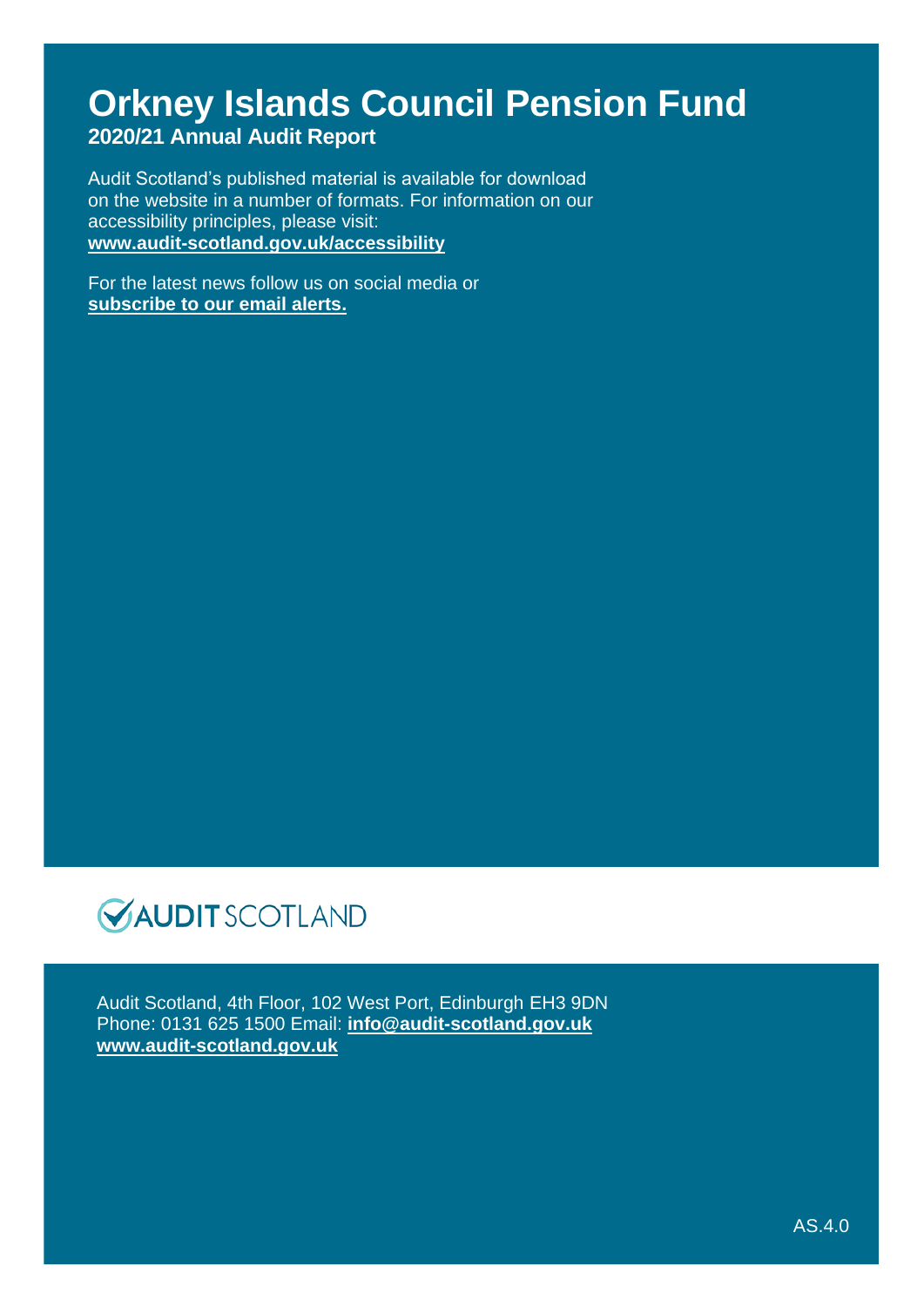# Orkney Islands Council Pension Fund

## 2020/21 Annual Audit Report

Audit Scotland's published material is available for download on the website in a number of formats. For information on our accessibility principles, please visit: **www.audit-scotland.gov.uk/accessibility**

For the latest news follow us on social media or **subscribe to our email alerts.**

AUDIT SCOTLAND

Audit Scotland, 4th Floor, 102 West Port, Edinburgh EH3 9DN
Phone: 0131 625 1500 Email: **info@audit-scotland.gov.uk**
**www.audit-scotland.gov.uk**

AS.4.0